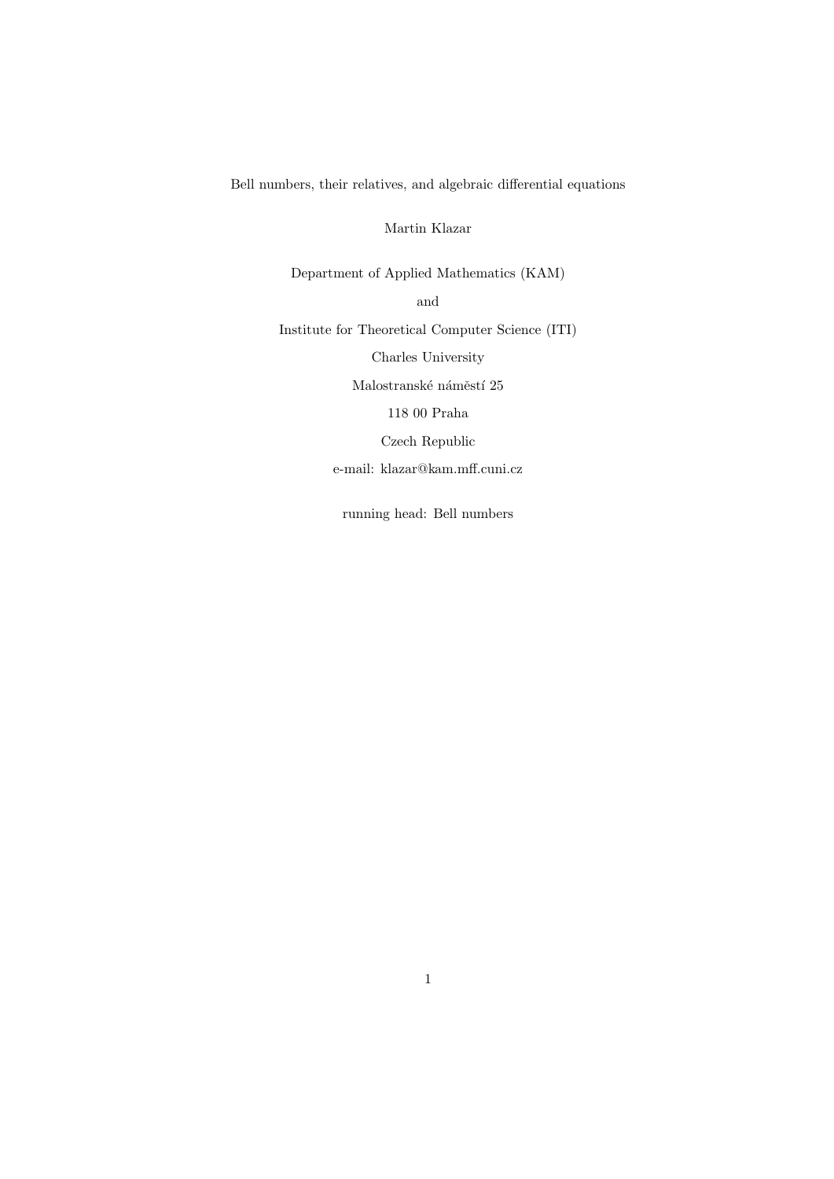# Bell numbers, their relatives, and algebraic differential equations

Martin Klazar

Department of Applied Mathematics (KAM)

and

Institute for Theoretical Computer Science (ITI)

Charles University

Malostranské náměstí 25

118 00 Praha

Czech Republic

e-mail: klazar@kam.mff.cuni.cz

running head: Bell numbers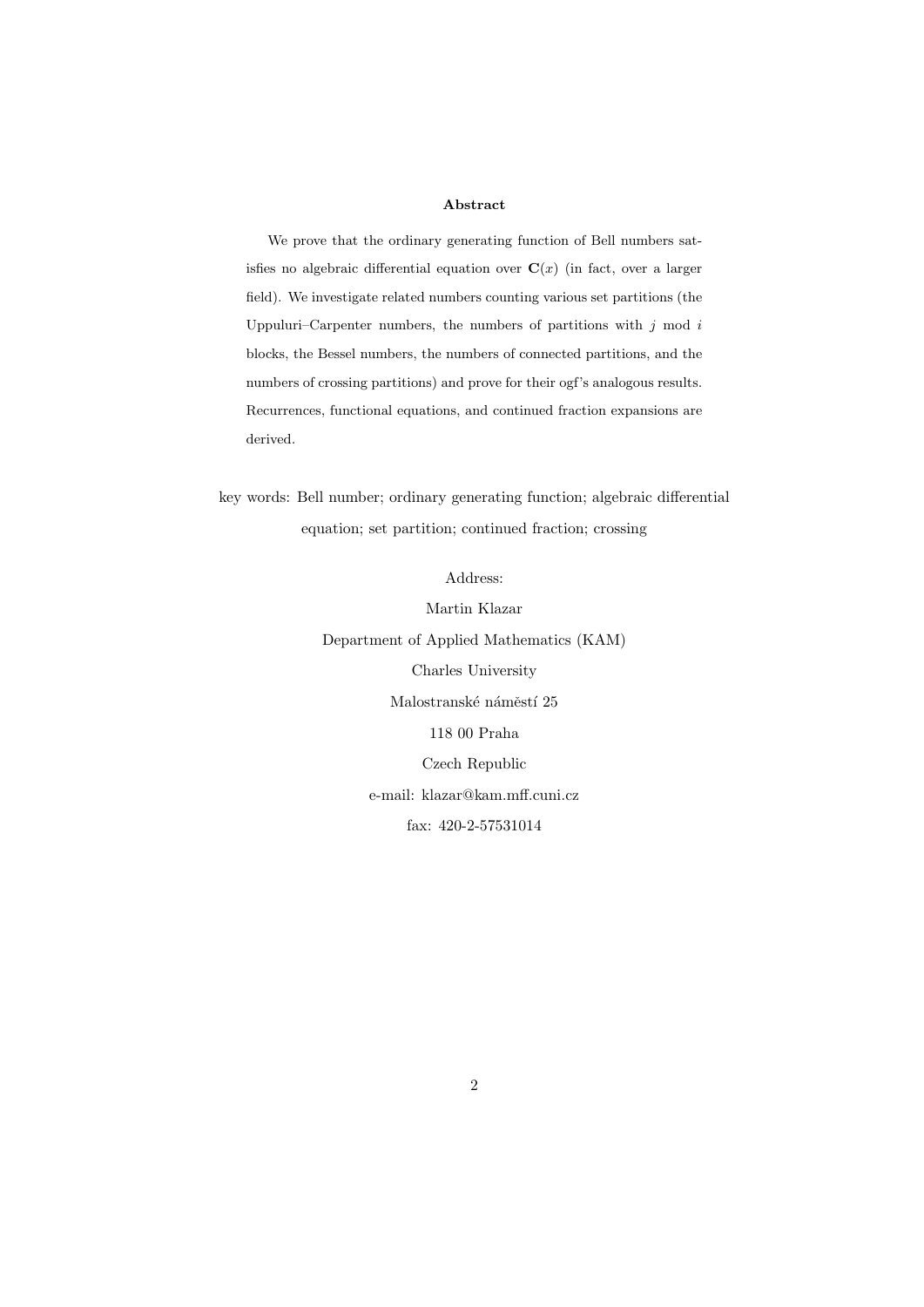**Abstract**

We prove that the ordinary generating function of Bell numbers satisfies no algebraic differential equation over $\mathbf{C}(x)$ (in fact, over a larger field). We investigate related numbers counting various set partitions (the Uppuluri–Carpenter numbers, the numbers of partitions with $j$ mod $i$ blocks, the Bessel numbers, the numbers of connected partitions, and the numbers of crossing partitions) and prove for their ogf's analogous results. Recurrences, functional equations, and continued fraction expansions are derived.

key words: Bell number; ordinary generating function; algebraic differential equation; set partition; continued fraction; crossing

Address:

Martin Klazar

Department of Applied Mathematics (KAM)

Charles University

Malostranské náměstí 25

118 00 Praha

Czech Republic

e-mail: klazar@kam.mff.cuni.cz

fax: 420-2-57531014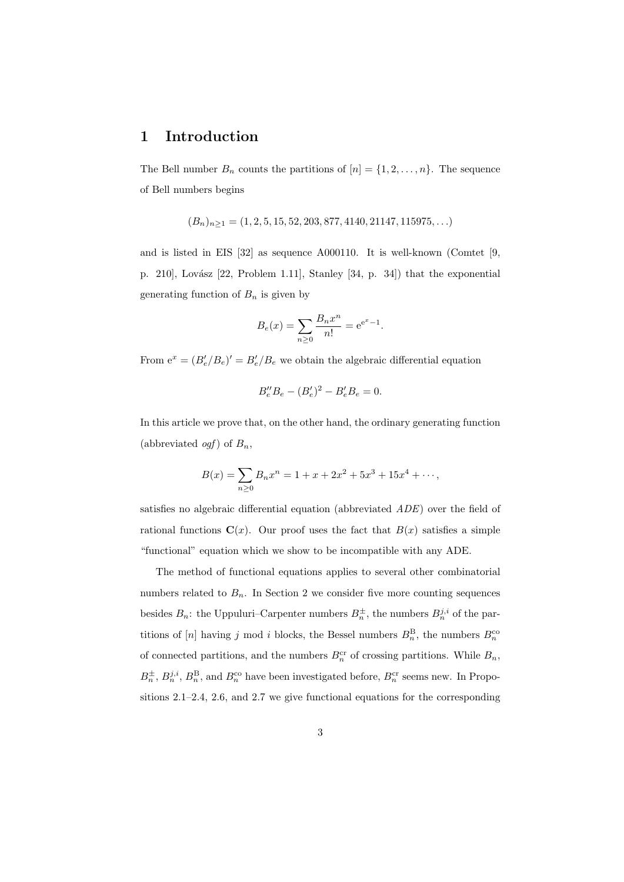# 1 Introduction

The Bell number $B_n$ counts the partitions of $[n] = \{1, 2, \ldots, n\}$. The sequence of Bell numbers begins

$$(B_n)_{n\geq 1} = (1, 2, 5, 15, 52, 203, 877, 4140, 21147, 115975, \ldots)$$

and is listed in EIS [32] as sequence A000110. It is well-known (Comtet [9, p. 210], Lovász [22, Problem 1.11], Stanley [34, p. 34]) that the exponential generating function of $B_n$ is given by

$$B_e(x) = \sum_{n\geq 0} \frac{B_n x^n}{n!} = \mathrm{e}^{\mathrm{e}^x - 1}.$$

From $\mathrm{e}^x = (B_e'/B_e)' = B_e'/B_e$ we obtain the algebraic differential equation

$$B_e'' B_e - (B_e')^2 - B_e' B_e = 0.$$

In this article we prove that, on the other hand, the ordinary generating function (abbreviated *ogf*) of $B_n$,

$$B(x) = \sum_{n\geq 0} B_n x^n = 1 + x + 2x^2 + 5x^3 + 15x^4 + \cdots,$$

satisfies no algebraic differential equation (abbreviated *ADE*) over the field of rational functions $\mathbf{C}(x)$. Our proof uses the fact that $B(x)$ satisfies a simple "functional" equation which we show to be incompatible with any ADE.

The method of functional equations applies to several other combinatorial numbers related to $B_n$. In Section 2 we consider five more counting sequences besides $B_n$: the Uppuluri–Carpenter numbers $B_n^{\pm}$, the numbers $B_n^{j,i}$ of the partitions of $[n]$ having $j$ mod $i$ blocks, the Bessel numbers $B_n^{\mathrm{B}}$, the numbers $B_n^{\mathrm{co}}$ of connected partitions, and the numbers $B_n^{\mathrm{cr}}$ of crossing partitions. While $B_n$, $B_n^{\pm}$, $B_n^{j,i}$, $B_n^{\mathrm{B}}$, and $B_n^{\mathrm{co}}$ have been investigated before, $B_n^{\mathrm{cr}}$ seems new. In Propositions 2.1–2.4, 2.6, and 2.7 we give functional equations for the corresponding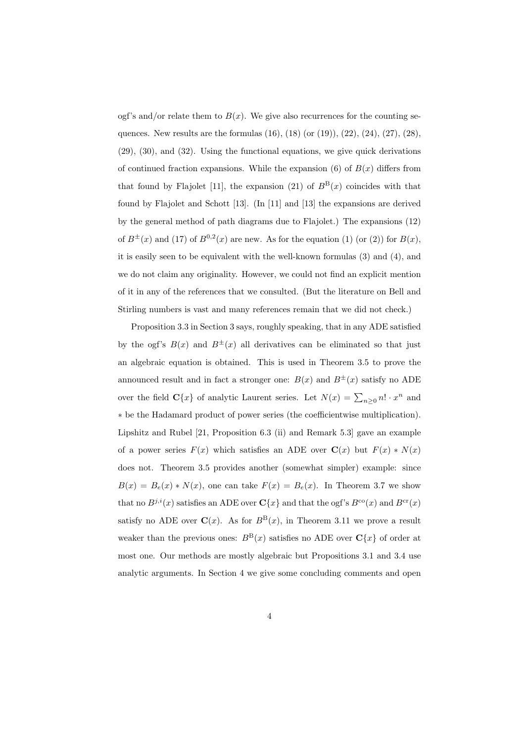ogf's and/or relate them to $B(x)$. We give also recurrences for the counting sequences. New results are the formulas (16), (18) (or (19)), (22), (24), (27), (28), (29), (30), and (32). Using the functional equations, we give quick derivations of continued fraction expansions. While the expansion (6) of $B(x)$ differs from that found by Flajolet [11], the expansion (21) of $B^{\mathrm{B}}(x)$ coincides with that found by Flajolet and Schott [13]. (In [11] and [13] the expansions are derived by the general method of path diagrams due to Flajolet.) The expansions (12) of $B^{\pm}(x)$ and (17) of $B^{0,2}(x)$ are new. As for the equation (1) (or (2)) for $B(x)$, it is easily seen to be equivalent with the well-known formulas (3) and (4), and we do not claim any originality. However, we could not find an explicit mention of it in any of the references that we consulted. (But the literature on Bell and Stirling numbers is vast and many references remain that we did not check.)

Proposition 3.3 in Section 3 says, roughly speaking, that in any ADE satisfied by the ogf's $B(x)$ and $B^{\pm}(x)$ all derivatives can be eliminated so that just an algebraic equation is obtained. This is used in Theorem 3.5 to prove the announced result and in fact a stronger one: $B(x)$ and $B^{\pm}(x)$ satisfy no ADE over the field $\mathbf{C}\{x\}$ of analytic Laurent series. Let $N(x) = \sum_{n\ge 0} n! \cdot x^n$ and $*$ be the Hadamard product of power series (the coefficientwise multiplication). Lipshitz and Rubel [21, Proposition 6.3 (ii) and Remark 5.3] gave an example of a power series $F(x)$ which satisfies an ADE over $\mathbf{C}(x)$ but $F(x) * N(x)$ does not. Theorem 3.5 provides another (somewhat simpler) example: since $B(x) = B_e(x) * N(x)$, one can take $F(x) = B_e(x)$. In Theorem 3.7 we show that no $B^{j,i}(x)$ satisfies an ADE over $\mathbf{C}\{x\}$ and that the ogf's $B^{\mathrm{co}}(x)$ and $B^{\mathrm{cr}}(x)$ satisfy no ADE over $\mathbf{C}(x)$. As for $B^{\mathrm{B}}(x)$, in Theorem 3.11 we prove a result weaker than the previous ones: $B^{\mathrm{B}}(x)$ satisfies no ADE over $\mathbf{C}\{x\}$ of order at most one. Our methods are mostly algebraic but Propositions 3.1 and 3.4 use analytic arguments. In Section 4 we give some concluding comments and open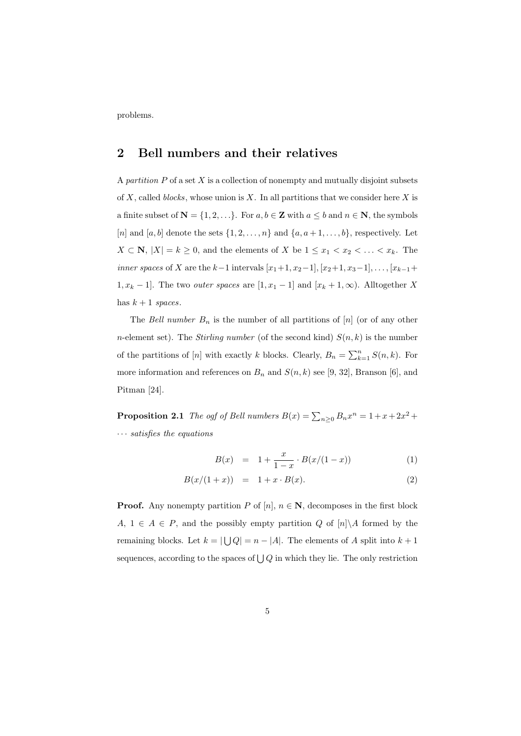problems.

## 2 Bell numbers and their relatives

A *partition* $P$ of a set $X$ is a collection of nonempty and mutually disjoint subsets of $X$, called *blocks*, whose union is $X$. In all partitions that we consider here $X$ is a finite subset of $\mathbf{N} = \{1, 2, \ldots\}$. For $a, b \in \mathbf{Z}$ with $a \le b$ and $n \in \mathbf{N}$, the symbols $[n]$ and $[a, b]$ denote the sets $\{1, 2, \ldots, n\}$ and $\{a, a+1, \ldots, b\}$, respectively. Let $X \subset \mathbf{N}$, $|X| = k \ge 0$, and the elements of $X$ be $1 \le x_1 < x_2 < \ldots < x_k$. The *inner spaces* of $X$ are the $k-1$ intervals $[x_1+1, x_2-1], [x_2+1, x_3-1], \ldots, [x_{k-1}+1, x_k-1]$. The two *outer spaces* are $[1, x_1-1]$ and $[x_k+1, \infty)$. Alltogether $X$ has $k+1$ *spaces*.

The *Bell number* $B_n$ is the number of all partitions of $[n]$ (or of any other $n$-element set). The *Stirling number* (of the second kind) $S(n, k)$ is the number of the partitions of $[n]$ with exactly $k$ blocks. Clearly, $B_n = \sum_{k=1}^{n} S(n, k)$. For more information and references on $B_n$ and $S(n, k)$ see [9, 32], Branson [6], and Pitman [24].

**Proposition 2.1** *The ogf of Bell numbers $B(x) = \sum_{n \ge 0} B_n x^n = 1 + x + 2x^2 + \cdots$ satisfies the equations*

$$B(x) = 1 + \frac{x}{1-x} \cdot B(x/(1-x)) \tag{1}$$

$$B(x/(1+x)) = 1 + x \cdot B(x). \tag{2}$$

**Proof.** Any nonempty partition $P$ of $[n]$, $n \in \mathbf{N}$, decomposes in the first block $A$, $1 \in A \in P$, and the possibly empty partition $Q$ of $[n] \backslash A$ formed by the remaining blocks. Let $k = |\bigcup Q| = n - |A|$. The elements of $A$ split into $k+1$ sequences, according to the spaces of $\bigcup Q$ in which they lie. The only restriction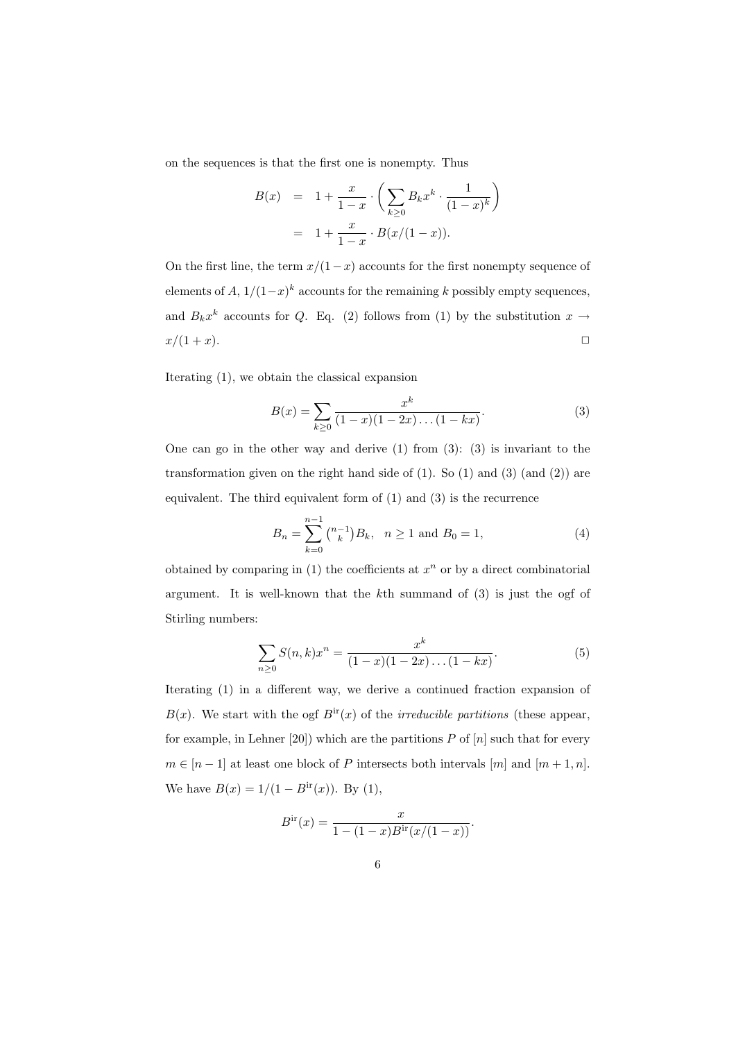on the sequences is that the first one is nonempty. Thus

$$
\begin{aligned}
B(x) &= 1 + \frac{x}{1-x} \cdot \left( \sum_{k \ge 0} B_k x^k \cdot \frac{1}{(1-x)^k} \right) \\
&= 1 + \frac{x}{1-x} \cdot B(x/(1-x)).
\end{aligned}
$$

On the first line, the term $x/(1-x)$ accounts for the first nonempty sequence of elements of $A$, $1/(1-x)^k$ accounts for the remaining $k$ possibly empty sequences, and $B_k x^k$ accounts for $Q$. Eq. (2) follows from (1) by the substitution $x \to x/(1+x)$. $\square$

Iterating (1), we obtain the classical expansion

$$
B(x) = \sum_{k \ge 0} \frac{x^k}{(1-x)(1-2x)\dots(1-kx)}. \tag{3}
$$

One can go in the other way and derive (1) from (3): (3) is invariant to the transformation given on the right hand side of (1). So (1) and (3) (and (2)) are equivalent. The third equivalent form of (1) and (3) is the recurrence

$$
B_n = \sum_{k=0}^{n-1} \tbinom{n-1}{k} B_k, \quad n \ge 1 \text{ and } B_0 = 1, \tag{4}
$$

obtained by comparing in (1) the coefficients at $x^n$ or by a direct combinatorial argument. It is well-known that the $k$th summand of (3) is just the ogf of Stirling numbers:

$$
\sum_{n \ge 0} S(n,k) x^n = \frac{x^k}{(1-x)(1-2x)\dots(1-kx)}. \tag{5}
$$

Iterating (1) in a different way, we derive a continued fraction expansion of $B(x)$. We start with the ogf $B^{\mathrm{ir}}(x)$ of the *irreducible partitions* (these appear, for example, in Lehner [20]) which are the partitions $P$ of $[n]$ such that for every $m \in [n-1]$ at least one block of $P$ intersects both intervals $[m]$ and $[m+1,n]$. We have $B(x) = 1/(1 - B^{\mathrm{ir}}(x))$. By (1),

$$
B^{\mathrm{ir}}(x) = \frac{x}{1 - (1-x) B^{\mathrm{ir}}(x/(1-x))}.
$$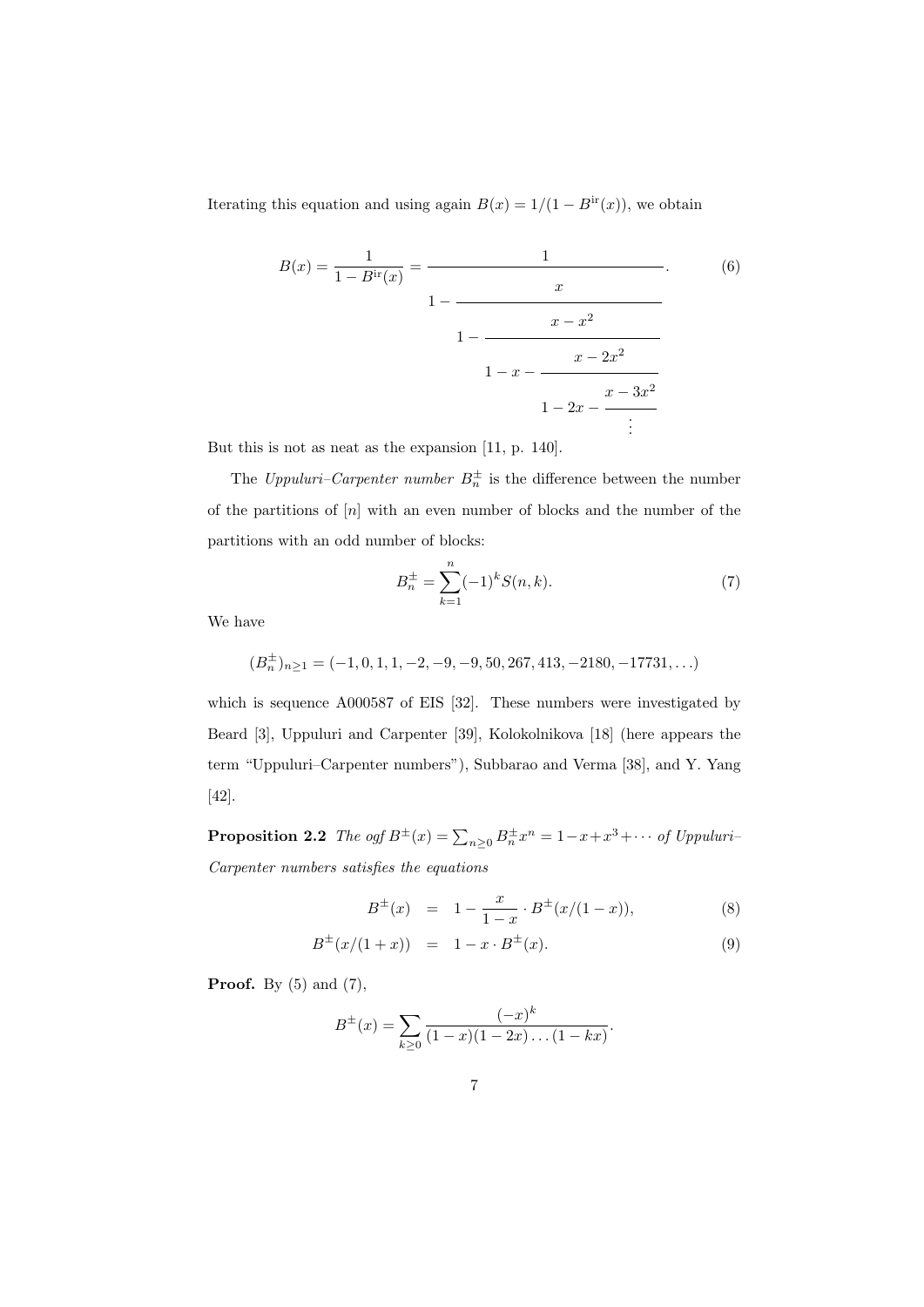Iterating this equation and using again $B(x) = 1/(1 - B^{\mathrm{ir}}(x))$, we obtain

$$B(x) = \frac{1}{1 - B^{\mathrm{ir}}(x)} = \cfrac{1}{1 - \cfrac{x}{1 - \cfrac{x - x^2}{1 - x - \cfrac{x - 2x^2}{1 - 2x - \cfrac{x - 3x^2}{\vdots}}}}}. \tag{6}$$

But this is not as neat as the expansion [11, p. 140].

The *Uppuluri–Carpenter number* $B_n^{\pm}$ is the difference between the number of the partitions of $[n]$ with an even number of blocks and the number of the partitions with an odd number of blocks:

$$B_n^{\pm} = \sum_{k=1}^{n} (-1)^k S(n,k). \tag{7}$$

We have

$$(B_n^{\pm})_{n \geq 1} = (-1, 0, 1, 1, -2, -9, -9, 50, 267, 413, -2180, -17731, \ldots)$$

which is sequence A000587 of EIS [32]. These numbers were investigated by Beard [3], Uppuluri and Carpenter [39], Kolokolnikova [18] (here appears the term "Uppuluri–Carpenter numbers"), Subbarao and Verma [38], and Y. Yang [42].

**Proposition 2.2** *The ogf* $B^{\pm}(x) = \sum_{n \geq 0} B_n^{\pm} x^n = 1 - x + x^3 + \cdots$ *of Uppuluri–Carpenter numbers satisfies the equations*

$$B^{\pm}(x) = 1 - \frac{x}{1-x} \cdot B^{\pm}(x/(1-x)), \tag{8}$$

$$B^{\pm}(x/(1+x)) = 1 - x \cdot B^{\pm}(x). \tag{9}$$

**Proof.** By (5) and (7),

$$B^{\pm}(x) = \sum_{k \geq 0} \frac{(-x)^k}{(1-x)(1-2x)\ldots(1-kx)}.$$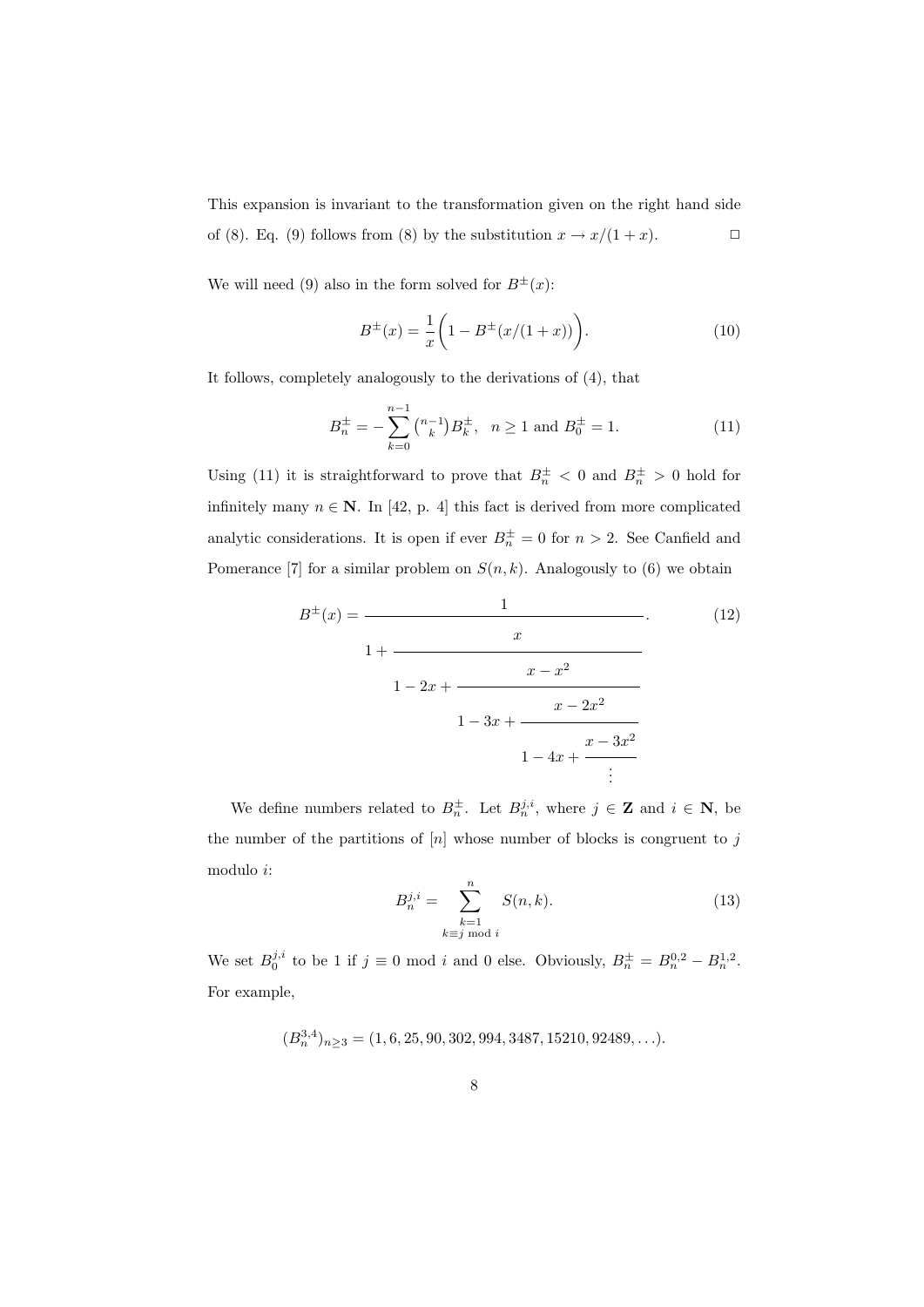This expansion is invariant to the transformation given on the right hand side of (8). Eq. (9) follows from (8) by the substitution $x \to x/(1+x)$. $\square$

We will need (9) also in the form solved for $B^{\pm}(x)$:

$$B^{\pm}(x) = \frac{1}{x}\left(1 - B^{\pm}(x/(1+x))\right). \tag{10}$$

It follows, completely analogously to the derivations of (4), that

$$B^{\pm}_n = -\sum_{k=0}^{n-1} \binom{n-1}{k} B^{\pm}_k, \quad n \geq 1 \text{ and } B^{\pm}_0 = 1. \tag{11}$$

Using (11) it is straightforward to prove that $B^{\pm}_n < 0$ and $B^{\pm}_n > 0$ hold for infinitely many $n \in \mathbf{N}$. In [42, p. 4] this fact is derived from more complicated analytic considerations. It is open if ever $B^{\pm}_n = 0$ for $n > 2$. See Canfield and Pomerance [7] for a similar problem on $S(n,k)$. Analogously to (6) we obtain

$$B^{\pm}(x) = \cfrac{1}{1 + \cfrac{x}{1 - 2x + \cfrac{x - x^2}{1 - 3x + \cfrac{x - 2x^2}{1 - 4x + \cfrac{x - 3x^2}{\vdots}}}}}. \tag{12}$$

We define numbers related to $B^{\pm}_n$. Let $B^{j,i}_n$, where $j \in \mathbf{Z}$ and $i \in \mathbf{N}$, be the number of the partitions of $[n]$ whose number of blocks is congruent to $j$ modulo $i$:

$$B^{j,i}_n = \sum_{\substack{k=1 \\ k \equiv j \bmod i}}^{n} S(n,k). \tag{13}$$

We set $B^{j,i}_0$ to be 1 if $j \equiv 0 \bmod i$ and 0 else. Obviously, $B^{\pm}_n = B^{0,2}_n - B^{1,2}_n$. For example,

$$(B^{3,4}_n)_{n \geq 3} = (1, 6, 25, 90, 302, 994, 3487, 15210, 92489, \ldots).$$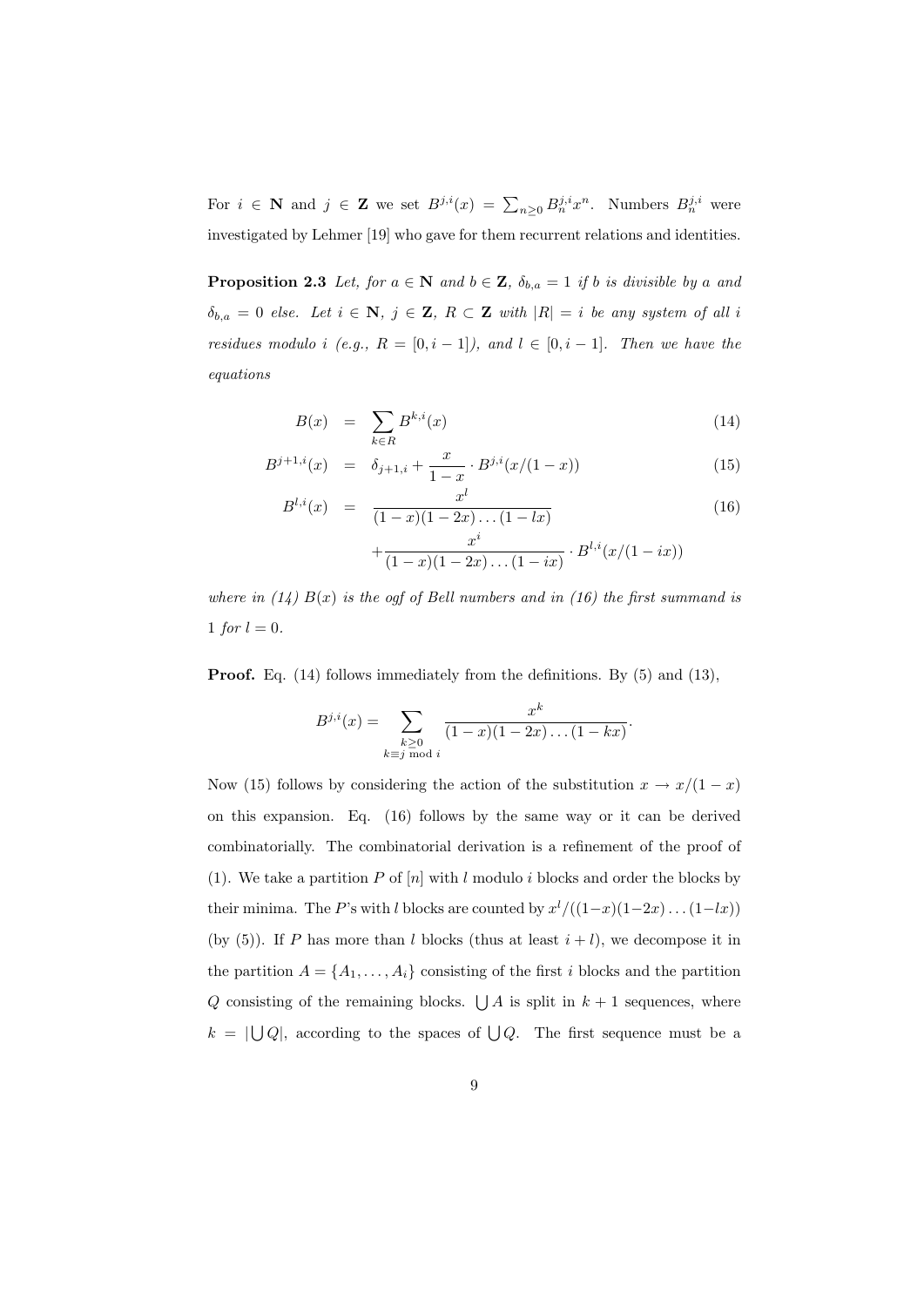For $i \in \mathbf{N}$ and $j \in \mathbf{Z}$ we set $B^{j,i}(x) = \sum_{n \geq 0} B_n^{j,i} x^n$. Numbers $B_n^{j,i}$ were investigated by Lehmer [19] who gave for them recurrent relations and identities.

**Proposition 2.3** *Let, for $a \in \mathbf{N}$ and $b \in \mathbf{Z}$, $\delta_{b,a} = 1$ if $b$ is divisible by $a$ and $\delta_{b,a} = 0$ else. Let $i \in \mathbf{N}$, $j \in \mathbf{Z}$, $R \subset \mathbf{Z}$ with $|R| = i$ be any system of all $i$ residues modulo $i$ (e.g., $R = [0, i-1]$), and $l \in [0, i-1]$. Then we have the equations*

$$
\begin{aligned}
B(x) &= \sum_{k \in R} B^{k,i}(x) && (14)\\
B^{j+1,i}(x) &= \delta_{j+1,i} + \frac{x}{1-x} \cdot B^{j,i}(x/(1-x)) && (15)\\
B^{l,i}(x) &= \frac{x^l}{(1-x)(1-2x)\dots(1-lx)} && (16)\\
&\quad + \frac{x^i}{(1-x)(1-2x)\dots(1-ix)} \cdot B^{l,i}(x/(1-ix))
\end{aligned}
$$

*where in (14) $B(x)$ is the ogf of Bell numbers and in (16) the first summand is 1 for $l = 0$.*

**Proof.** Eq. (14) follows immediately from the definitions. By (5) and (13),

$$
B^{j,i}(x) = \sum_{\substack{k \geq 0 \\ k \equiv j \bmod i}} \frac{x^k}{(1-x)(1-2x)\dots(1-kx)}.
$$

Now (15) follows by considering the action of the substitution $x \to x/(1-x)$ on this expansion. Eq. (16) follows by the same way or it can be derived combinatorially. The combinatorial derivation is a refinement of the proof of (1). We take a partition $P$ of $[n]$ with $l$ modulo $i$ blocks and order the blocks by their minima. The $P$'s with $l$ blocks are counted by $x^l/((1-x)(1-2x)\dots(1-lx))$ (by (5)). If $P$ has more than $l$ blocks (thus at least $i+l$), we decompose it in the partition $A = \{A_1, \dots, A_i\}$ consisting of the first $i$ blocks and the partition $Q$ consisting of the remaining blocks. $\bigcup A$ is split in $k+1$ sequences, where $k = |\bigcup Q|$, according to the spaces of $\bigcup Q$. The first sequence must be a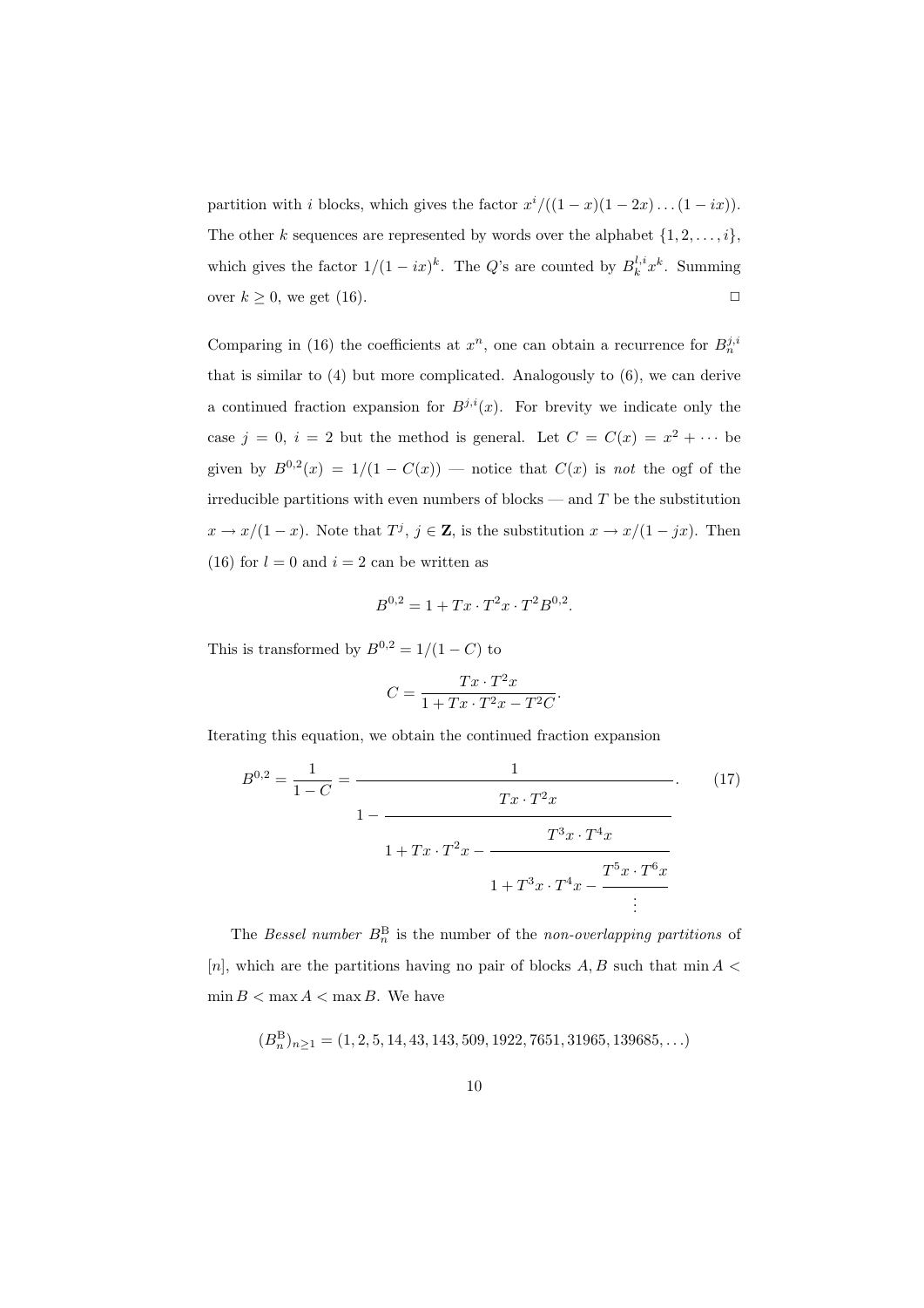partition with $i$ blocks, which gives the factor $x^i/((1-x)(1-2x)\ldots(1-ix))$. The other $k$ sequences are represented by words over the alphabet $\{1,2,\ldots,i\}$, which gives the factor $1/(1-ix)^k$. The $Q$'s are counted by $B_k^{l,i}x^k$. Summing over $k \geq 0$, we get (16). $\square$

Comparing in (16) the coefficients at $x^n$, one can obtain a recurrence for $B_n^{j,i}$ that is similar to (4) but more complicated. Analogously to (6), we can derive a continued fraction expansion for $B^{j,i}(x)$. For brevity we indicate only the case $j=0$, $i=2$ but the method is general. Let $C = C(x) = x^2 + \cdots$ be given by $B^{0,2}(x) = 1/(1-C(x))$ — notice that $C(x)$ is *not* the ogf of the irreducible partitions with even numbers of blocks — and $T$ be the substitution $x \to x/(1-x)$. Note that $T^j$, $j \in \mathbf{Z}$, is the substitution $x \to x/(1-jx)$. Then (16) for $l=0$ and $i=2$ can be written as

$$B^{0,2} = 1 + Tx \cdot T^2x \cdot T^2 B^{0,2}.$$

This is transformed by $B^{0,2} = 1/(1-C)$ to

$$C = \frac{Tx \cdot T^2x}{1 + Tx \cdot T^2x - T^2C}.$$

Iterating this equation, we obtain the continued fraction expansion

$$B^{0,2} = \frac{1}{1-C} = \cfrac{1}{1 - \cfrac{Tx \cdot T^2x}{1 + Tx \cdot T^2x - \cfrac{T^3x \cdot T^4x}{1 + T^3x \cdot T^4x - \cfrac{T^5x \cdot T^6x}{\vdots}}}}. \tag{17}$$

The *Bessel number* $B_n^{\mathrm{B}}$ is the number of the *non-overlapping partitions* of $[n]$, which are the partitions having no pair of blocks $A, B$ such that $\min A < \min B < \max A < \max B$. We have

$$(B_n^{\mathrm{B}})_{n\geq 1} = (1, 2, 5, 14, 43, 143, 509, 1922, 7651, 31965, 139685, \ldots)$$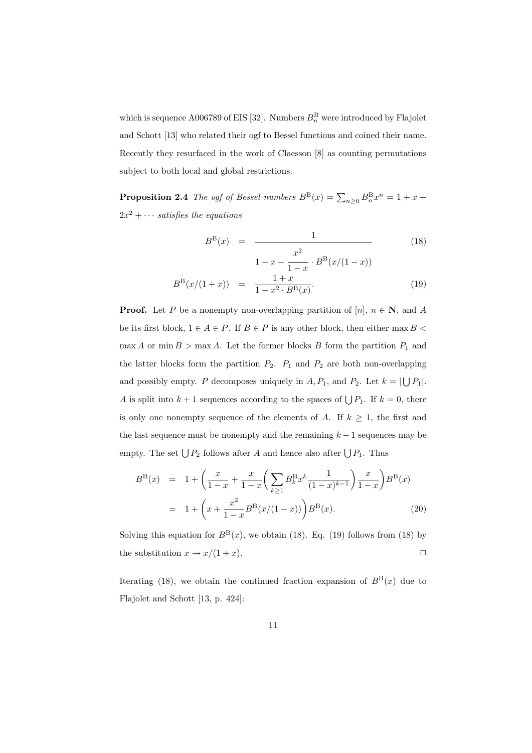which is sequence A006789 of EIS [32]. Numbers $B_n^{\rm B}$ were introduced by Flajolet and Schott [13] who related their ogf to Bessel functions and coined their name. Recently they resurfaced in the work of Claesson [8] as counting permutations subject to both local and global restrictions.

**Proposition 2.4** *The ogf of Bessel numbers $B^{\rm B}(x) = \sum_{n\ge 0} B_n^{\rm B} x^n = 1 + x + 2x^2 + \cdots$ satisfies the equations*

$$
\begin{aligned}
B^{\rm B}(x) &= \frac{1}{1 - x - \dfrac{x^2}{1-x}\cdot B^{\rm B}(x/(1-x))} &(18)\\
B^{\rm B}(x/(1+x)) &= \frac{1+x}{1 - x^2 \cdot B^{\rm B}(x)}. &(19)
\end{aligned}
$$

**Proof.** Let $P$ be a nonempty non-overlapping partition of $[n]$, $n \in \mathbf{N}$, and $A$ be its first block, $1 \in A \in P$. If $B \in P$ is any other block, then either $\max B < \max A$ or $\min B > \max A$. Let the former blocks $B$ form the partition $P_1$ and the latter blocks form the partition $P_2$. $P_1$ and $P_2$ are both non-overlapping and possibly empty. $P$ decomposes uniquely in $A, P_1$, and $P_2$. Let $k = |\bigcup P_1|$. $A$ is split into $k+1$ sequences according to the spaces of $\bigcup P_1$. If $k = 0$, there is only one nonempty sequence of the elements of $A$. If $k \ge 1$, the first and the last sequence must be nonempty and the remaining $k-1$ sequences may be empty. The set $\bigcup P_2$ follows after $A$ and hence also after $\bigcup P_1$. Thus

$$
\begin{aligned}
B^{\rm B}(x) &= 1 + \left(\frac{x}{1-x} + \frac{x}{1-x}\left(\sum_{k\ge 1} B_k^{\rm B} x^k \frac{1}{(1-x)^{k-1}}\right)\frac{x}{1-x}\right) B^{\rm B}(x)\\
&= 1 + \left(x + \frac{x^2}{1-x} B^{\rm B}(x/(1-x))\right) B^{\rm B}(x). &(20)
\end{aligned}
$$

Solving this equation for $B^{\rm B}(x)$, we obtain (18). Eq. (19) follows from (18) by the substitution $x \to x/(1+x)$. $\square$

Iterating (18), we obtain the continued fraction expansion of $B^{\rm B}(x)$ due to Flajolet and Schott [13, p. 424]: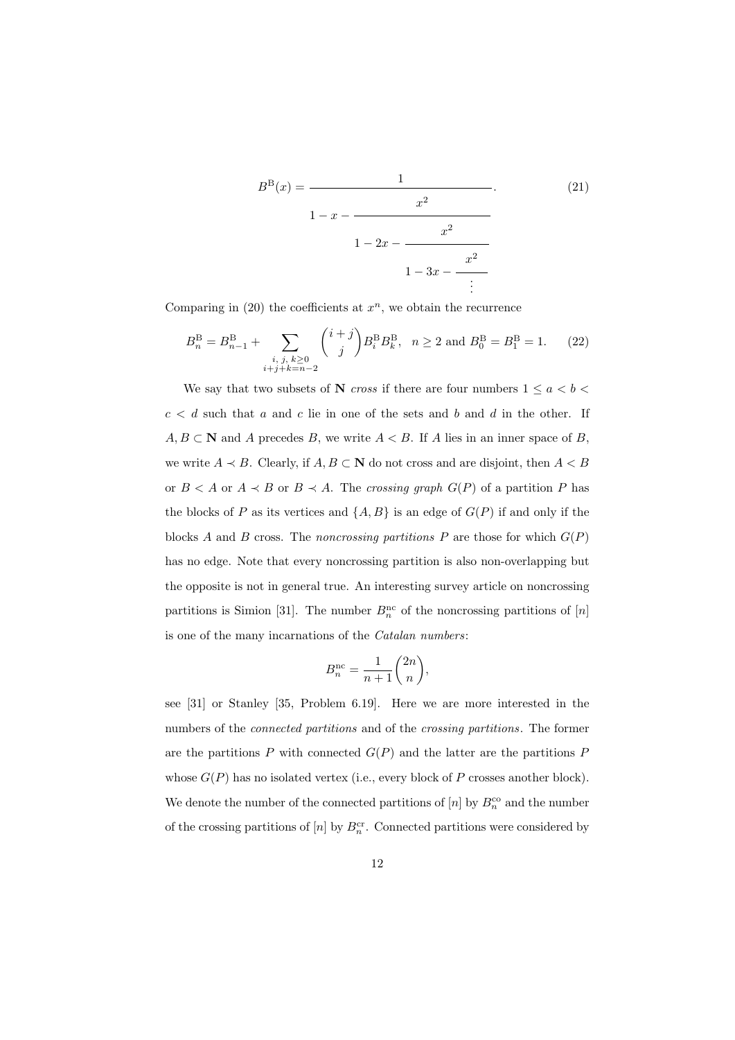$$B^{\mathrm{B}}(x) = \cfrac{1}{1 - x - \cfrac{x^2}{1 - 2x - \cfrac{x^2}{1 - 3x - \cfrac{x^2}{\vdots}}}}. \tag{21}$$

Comparing in (20) the coefficients at $x^n$, we obtain the recurrence

$$B_n^{\mathrm{B}} = B_{n-1}^{\mathrm{B}} + \sum_{\substack{i,\, j,\, k \ge 0 \\ i+j+k=n-2}} \binom{i+j}{j} B_i^{\mathrm{B}} B_k^{\mathrm{B}}, \quad n \ge 2 \text{ and } B_0^{\mathrm{B}} = B_1^{\mathrm{B}} = 1. \tag{22}$$

We say that two subsets of $\mathbf{N}$ *cross* if there are four numbers $1 \le a < b < c < d$ such that $a$ and $c$ lie in one of the sets and $b$ and $d$ in the other. If $A, B \subset \mathbf{N}$ and $A$ precedes $B$, we write $A < B$. If $A$ lies in an inner space of $B$, we write $A \prec B$. Clearly, if $A, B \subset \mathbf{N}$ do not cross and are disjoint, then $A < B$ or $B < A$ or $A \prec B$ or $B \prec A$. The *crossing graph* $G(P)$ of a partition $P$ has the blocks of $P$ as its vertices and $\{A, B\}$ is an edge of $G(P)$ if and only if the blocks $A$ and $B$ cross. The *noncrossing partitions* $P$ are those for which $G(P)$ has no edge. Note that every noncrossing partition is also non-overlapping but the opposite is not in general true. An interesting survey article on noncrossing partitions is Simion [31]. The number $B_n^{\mathrm{nc}}$ of the noncrossing partitions of $[n]$ is one of the many incarnations of the *Catalan numbers*:

$$B_n^{\mathrm{nc}} = \frac{1}{n+1}\binom{2n}{n},$$

see [31] or Stanley [35, Problem 6.19]. Here we are more interested in the numbers of the *connected partitions* and of the *crossing partitions*. The former are the partitions $P$ with connected $G(P)$ and the latter are the partitions $P$ whose $G(P)$ has no isolated vertex (i.e., every block of $P$ crosses another block). We denote the number of the connected partitions of $[n]$ by $B_n^{\mathrm{co}}$ and the number of the crossing partitions of $[n]$ by $B_n^{\mathrm{cr}}$. Connected partitions were considered by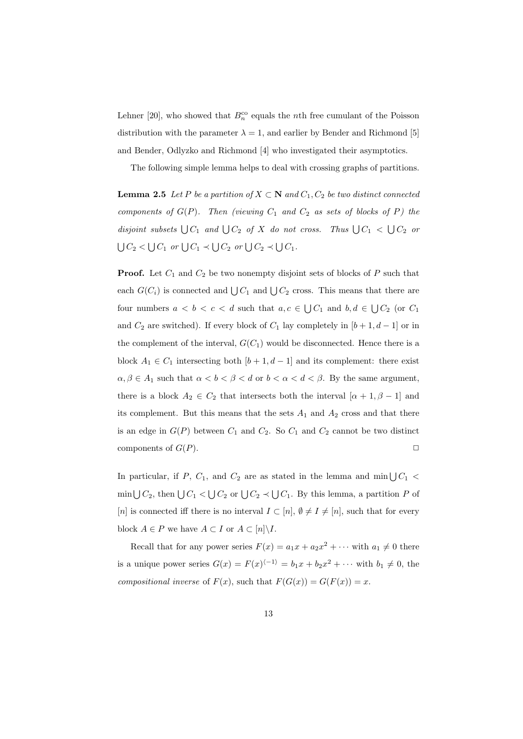Lehner [20], who showed that $B_n^{\mathrm{co}}$ equals the $n$th free cumulant of the Poisson distribution with the parameter $\lambda = 1$, and earlier by Bender and Richmond [5] and Bender, Odlyzko and Richmond [4] who investigated their asymptotics.

The following simple lemma helps to deal with crossing graphs of partitions.

**Lemma 2.5** *Let $P$ be a partition of $X \subset \mathbf{N}$ and $C_1, C_2$ be two distinct connected components of $G(P)$. Then (viewing $C_1$ and $C_2$ as sets of blocks of $P$) the disjoint subsets $\bigcup C_1$ and $\bigcup C_2$ of $X$ do not cross. Thus $\bigcup C_1 < \bigcup C_2$ or $\bigcup C_2 < \bigcup C_1$ or $\bigcup C_1 \prec \bigcup C_2$ or $\bigcup C_2 \prec \bigcup C_1$.*

**Proof.** Let $C_1$ and $C_2$ be two nonempty disjoint sets of blocks of $P$ such that each $G(C_i)$ is connected and $\bigcup C_1$ and $\bigcup C_2$ cross. This means that there are four numbers $a < b < c < d$ such that $a, c \in \bigcup C_1$ and $b, d \in \bigcup C_2$ (or $C_1$ and $C_2$ are switched). If every block of $C_1$ lay completely in $[b+1, d-1]$ or in the complement of the interval, $G(C_1)$ would be disconnected. Hence there is a block $A_1 \in C_1$ intersecting both $[b+1, d-1]$ and its complement: there exist $\alpha, \beta \in A_1$ such that $\alpha < b < \beta < d$ or $b < \alpha < d < \beta$. By the same argument, there is a block $A_2 \in C_2$ that intersects both the interval $[\alpha+1, \beta-1]$ and its complement. But this means that the sets $A_1$ and $A_2$ cross and that there is an edge in $G(P)$ between $C_1$ and $C_2$. So $C_1$ and $C_2$ cannot be two distinct components of $G(P)$. $\square$

In particular, if $P$, $C_1$, and $C_2$ are as stated in the lemma and $\min \bigcup C_1 < \min \bigcup C_2$, then $\bigcup C_1 < \bigcup C_2$ or $\bigcup C_2 \prec \bigcup C_1$. By this lemma, a partition $P$ of $[n]$ is connected iff there is no interval $I \subset [n]$, $\emptyset \neq I \neq [n]$, such that for every block $A \in P$ we have $A \subset I$ or $A \subset [n] \backslash I$.

Recall that for any power series $F(x) = a_1 x + a_2 x^2 + \cdots$ with $a_1 \neq 0$ there is a unique power series $G(x) = F(x)^{\langle -1 \rangle} = b_1 x + b_2 x^2 + \cdots$ with $b_1 \neq 0$, the *compositional inverse* of $F(x)$, such that $F(G(x)) = G(F(x)) = x$.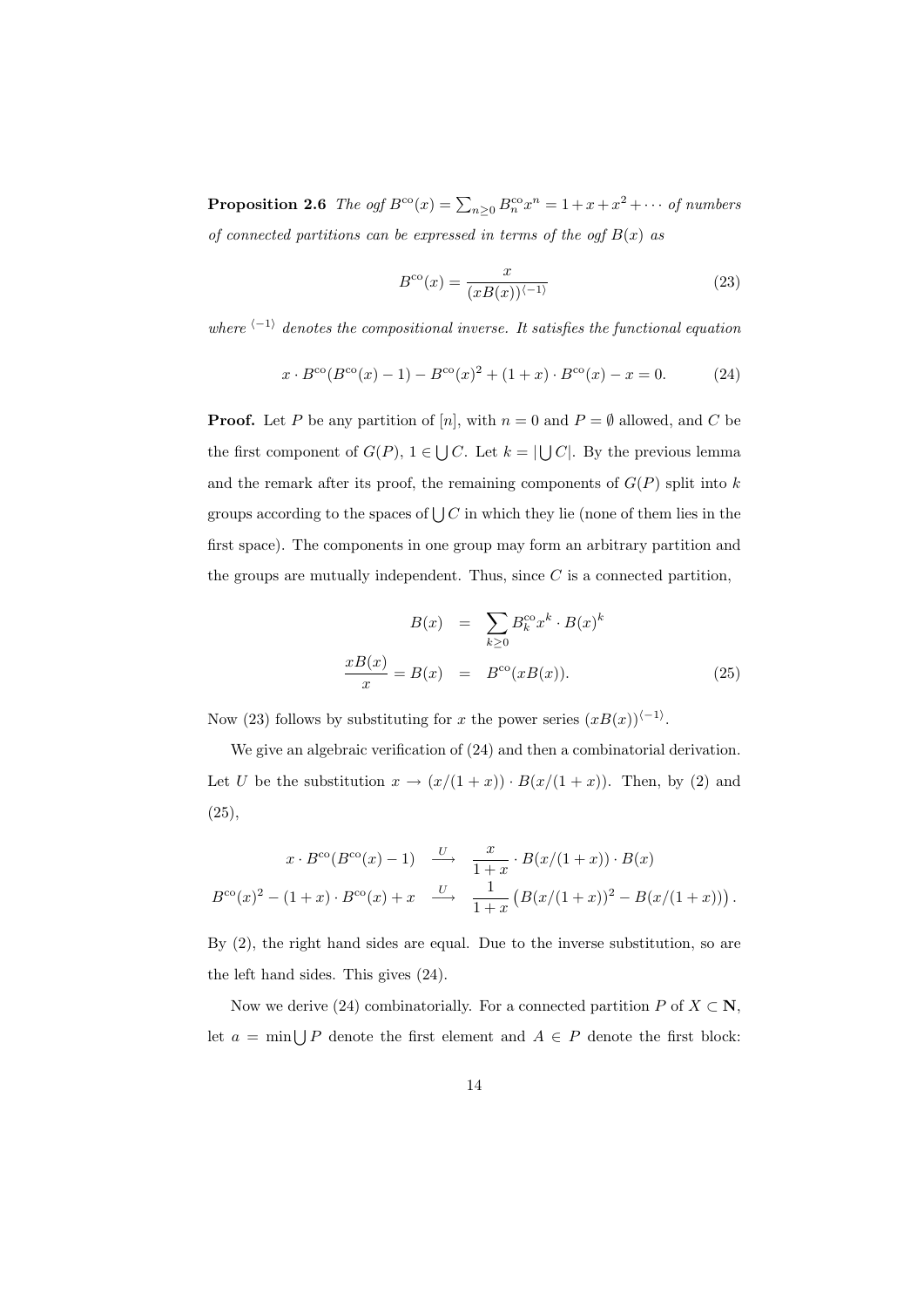**Proposition 2.6** *The ogf $B^{\rm co}(x) = \sum_{n\ge 0} B_n^{\rm co} x^n = 1 + x + x^2 + \cdots$ of numbers of connected partitions can be expressed in terms of the ogf $B(x)$ as*

$$B^{\rm co}(x) = \frac{x}{(xB(x))^{\langle -1\rangle}} \tag{23}$$

*where $^{\langle -1\rangle}$ denotes the compositional inverse. It satisfies the functional equation*

$$x \cdot B^{\rm co}(B^{\rm co}(x) - 1) - B^{\rm co}(x)^2 + (1 + x) \cdot B^{\rm co}(x) - x = 0. \tag{24}$$

**Proof.** Let $P$ be any partition of $[n]$, with $n = 0$ and $P = \emptyset$ allowed, and $C$ be the first component of $G(P)$, $1 \in \bigcup C$. Let $k = |\bigcup C|$. By the previous lemma and the remark after its proof, the remaining components of $G(P)$ split into $k$ groups according to the spaces of $\bigcup C$ in which they lie (none of them lies in the first space). The components in one group may form an arbitrary partition and the groups are mutually independent. Thus, since $C$ is a connected partition,

$$\begin{aligned} B(x) &= \sum_{k\ge 0} B_k^{\rm co} x^k \cdot B(x)^k \\ \frac{xB(x)}{x} = B(x) &= B^{\rm co}(xB(x)). \end{aligned} \tag{25}$$

Now (23) follows by substituting for $x$ the power series $(xB(x))^{\langle -1\rangle}$.

We give an algebraic verification of (24) and then a combinatorial derivation. Let $U$ be the substitution $x \to (x/(1+x)) \cdot B(x/(1+x))$. Then, by (2) and (25),

$$\begin{aligned} x \cdot B^{\rm co}(B^{\rm co}(x) - 1) &\stackrel{U}{\longrightarrow} \frac{x}{1+x} \cdot B(x/(1+x)) \cdot B(x) \\ B^{\rm co}(x)^2 - (1+x) \cdot B^{\rm co}(x) + x &\stackrel{U}{\longrightarrow} \frac{1}{1+x}\left(B(x/(1+x))^2 - B(x/(1+x))\right). \end{aligned}$$

By (2), the right hand sides are equal. Due to the inverse substitution, so are the left hand sides. This gives (24).

Now we derive (24) combinatorially. For a connected partition $P$ of $X \subset \mathbf{N}$, let $a = \min \bigcup P$ denote the first element and $A \in P$ denote the first block: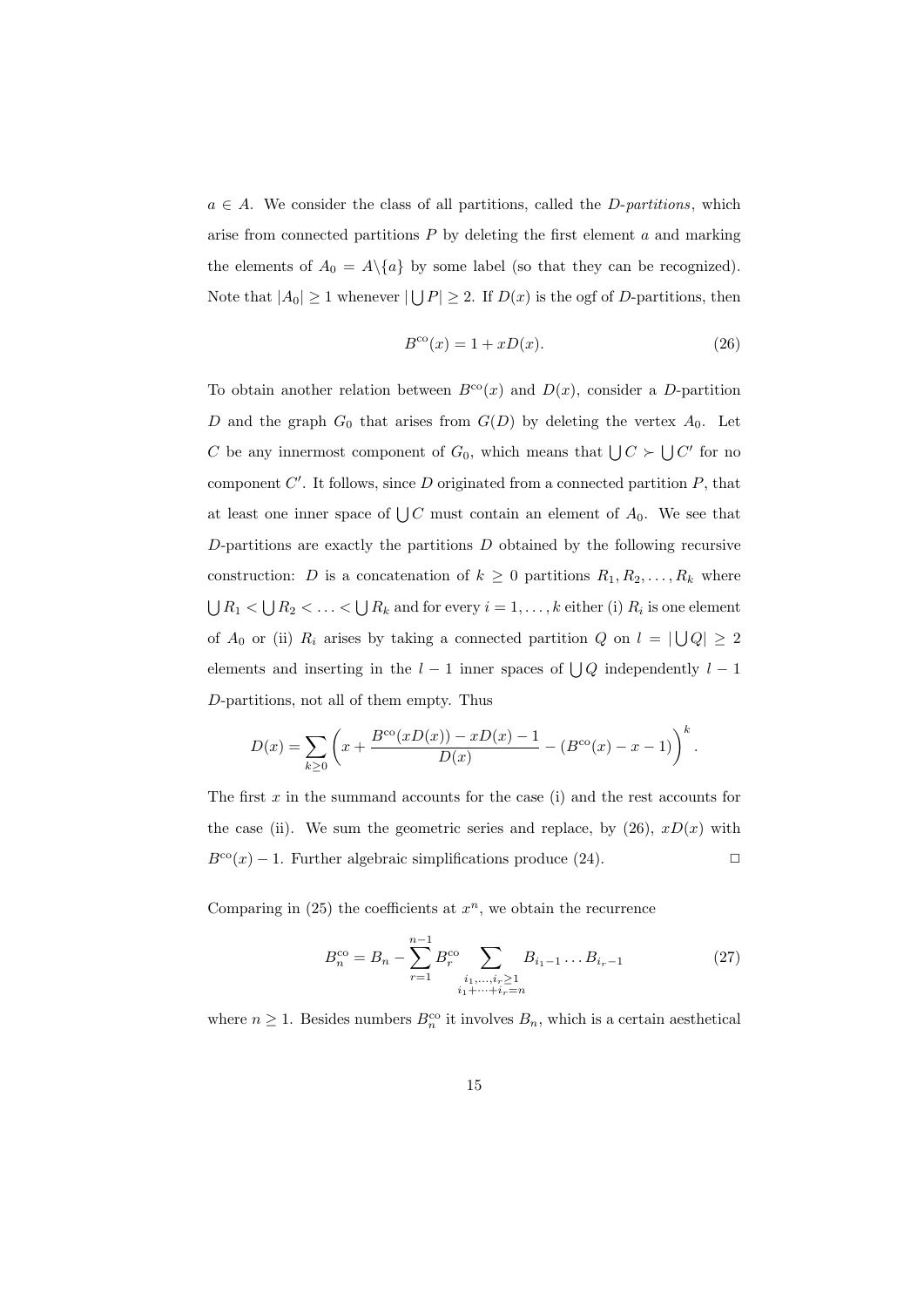$a \in A$. We consider the class of all partitions, called the *D-partitions*, which arise from connected partitions $P$ by deleting the first element $a$ and marking the elements of $A_0 = A \backslash \{a\}$ by some label (so that they can be recognized). Note that $|A_0| \geq 1$ whenever $|\bigcup P| \geq 2$. If $D(x)$ is the ogf of $D$-partitions, then

$$B^{\mathrm{co}}(x) = 1 + xD(x). \tag{26}$$

To obtain another relation between $B^{\mathrm{co}}(x)$ and $D(x)$, consider a $D$-partition $D$ and the graph $G_0$ that arises from $G(D)$ by deleting the vertex $A_0$. Let $C$ be any innermost component of $G_0$, which means that $\bigcup C \succ \bigcup C'$ for no component $C'$. It follows, since $D$ originated from a connected partition $P$, that at least one inner space of $\bigcup C$ must contain an element of $A_0$. We see that $D$-partitions are exactly the partitions $D$ obtained by the following recursive construction: $D$ is a concatenation of $k \geq 0$ partitions $R_1, R_2, \ldots, R_k$ where $\bigcup R_1 < \bigcup R_2 < \ldots < \bigcup R_k$ and for every $i = 1, \ldots, k$ either (i) $R_i$ is one element of $A_0$ or (ii) $R_i$ arises by taking a connected partition $Q$ on $l = |\bigcup Q| \geq 2$ elements and inserting in the $l-1$ inner spaces of $\bigcup Q$ independently $l-1$ $D$-partitions, not all of them empty. Thus

$$D(x) = \sum_{k \geq 0} \left( x + \frac{B^{\mathrm{co}}(xD(x)) - xD(x) - 1}{D(x)} - (B^{\mathrm{co}}(x) - x - 1) \right)^k.$$

The first $x$ in the summand accounts for the case (i) and the rest accounts for the case (ii). We sum the geometric series and replace, by (26), $xD(x)$ with $B^{\mathrm{co}}(x) - 1$. Further algebraic simplifications produce (24). $\square$

Comparing in (25) the coefficients at $x^n$, we obtain the recurrence

$$B_n^{\mathrm{co}} = B_n - \sum_{r=1}^{n-1} B_r^{\mathrm{co}} \sum_{\substack{i_1, \ldots, i_r \geq 1 \\ i_1 + \cdots + i_r = n}} B_{i_1 - 1} \ldots B_{i_r - 1} \tag{27}$$

where $n \geq 1$. Besides numbers $B_n^{\mathrm{co}}$ it involves $B_n$, which is a certain aesthetical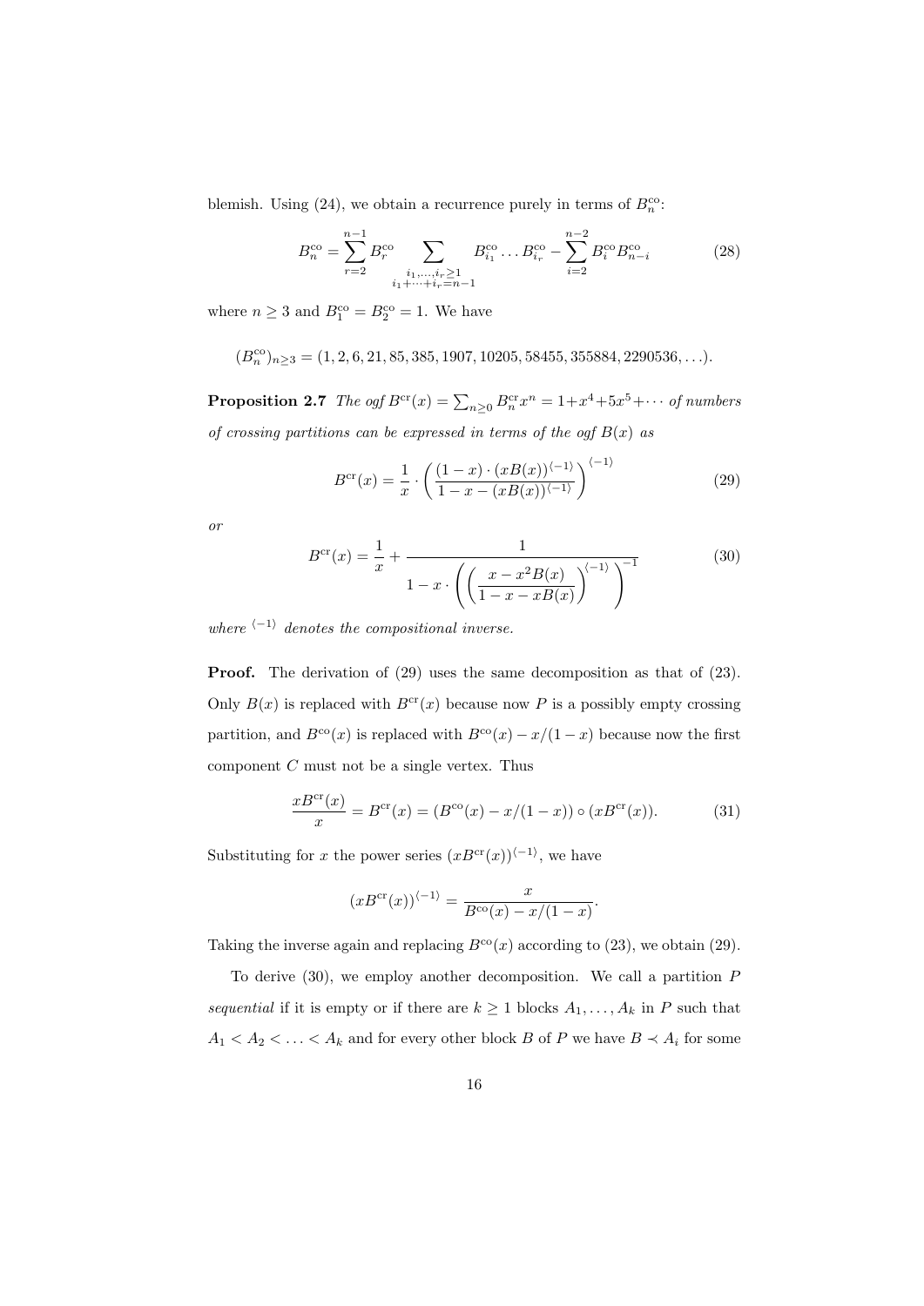blemish. Using (24), we obtain a recurrence purely in terms of $B_n^{\mathrm{co}}$:

$$B_n^{\mathrm{co}} = \sum_{r=2}^{n-1} B_r^{\mathrm{co}} \sum_{\substack{i_1,\ldots,i_r \geq 1 \\ i_1+\cdots+i_r=n-1}} B_{i_1}^{\mathrm{co}} \ldots B_{i_r}^{\mathrm{co}} - \sum_{i=2}^{n-2} B_i^{\mathrm{co}} B_{n-i}^{\mathrm{co}} \tag{28}$$

where $n \geq 3$ and $B_1^{\mathrm{co}} = B_2^{\mathrm{co}} = 1$. We have

$$(B_n^{\mathrm{co}})_{n\geq 3} = (1, 2, 6, 21, 85, 385, 1907, 10205, 58455, 355884, 2290536, \ldots).$$

**Proposition 2.7** *The ogf* $B^{\mathrm{cr}}(x) = \sum_{n\geq 0} B_n^{\mathrm{cr}} x^n = 1+x^4+5x^5+\cdots$ *of numbers of crossing partitions can be expressed in terms of the ogf* $B(x)$ *as*

$$B^{\mathrm{cr}}(x) = \frac{1}{x} \cdot \left( \frac{(1-x)\cdot (xB(x))^{\langle -1\rangle}}{1-x-(xB(x))^{\langle -1\rangle}} \right)^{\langle -1\rangle} \tag{29}$$

*or*

$$B^{\mathrm{cr}}(x) = \frac{1}{x} + \cfrac{1}{1 - x\cdot \left( \left( \dfrac{x-x^2B(x)}{1-x-xB(x)} \right)^{\langle -1\rangle} \right)^{-1}} \tag{30}$$

*where* $^{\langle -1\rangle}$ *denotes the compositional inverse.*

**Proof.** The derivation of (29) uses the same decomposition as that of (23). Only $B(x)$ is replaced with $B^{\mathrm{cr}}(x)$ because now $P$ is a possibly empty crossing partition, and $B^{\mathrm{co}}(x)$ is replaced with $B^{\mathrm{co}}(x) - x/(1-x)$ because now the first component $C$ must not be a single vertex. Thus

$$\frac{xB^{\mathrm{cr}}(x)}{x} = B^{\mathrm{cr}}(x) = (B^{\mathrm{co}}(x) - x/(1-x)) \circ (xB^{\mathrm{cr}}(x)). \tag{31}$$

Substituting for $x$ the power series $(xB^{\mathrm{cr}}(x))^{\langle -1\rangle}$, we have

$$(xB^{\mathrm{cr}}(x))^{\langle -1\rangle} = \frac{x}{B^{\mathrm{co}}(x) - x/(1-x)}.$$

Taking the inverse again and replacing $B^{\mathrm{co}}(x)$ according to (23), we obtain (29).

To derive (30), we employ another decomposition. We call a partition $P$ *sequential* if it is empty or if there are $k \geq 1$ blocks $A_1, \ldots, A_k$ in $P$ such that $A_1 < A_2 < \ldots < A_k$ and for every other block $B$ of $P$ we have $B \prec A_i$ for some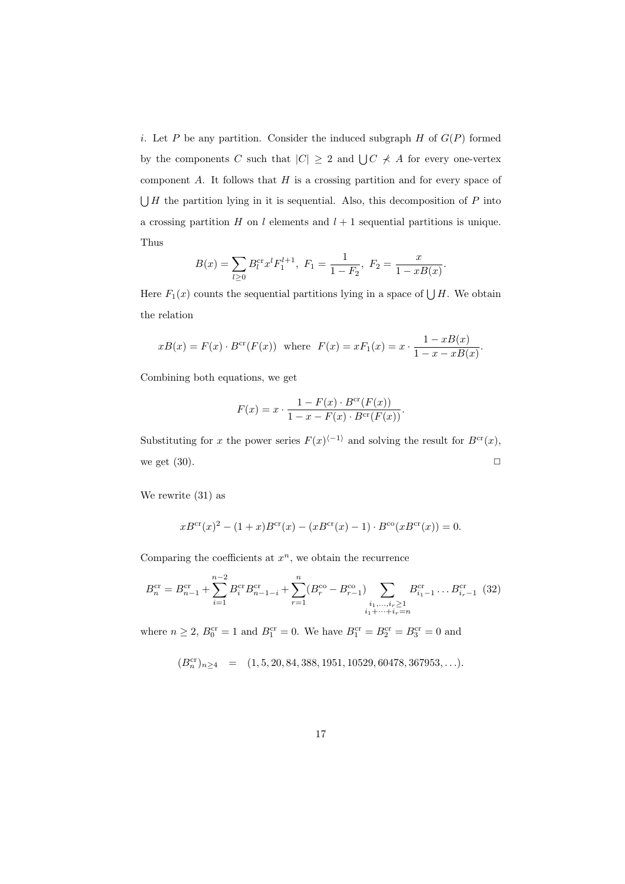*i*. Let $P$ be any partition. Consider the induced subgraph $H$ of $G(P)$ formed by the components $C$ such that $|C| \geq 2$ and $\bigcup C \not\prec A$ for every one-vertex component $A$. It follows that $H$ is a crossing partition and for every space of $\bigcup H$ the partition lying in it is sequential. Also, this decomposition of $P$ into a crossing partition $H$ on $l$ elements and $l+1$ sequential partitions is unique. Thus

$$B(x) = \sum_{l \geq 0} B_l^{\mathrm{cr}} x^l F_1^{l+1},\ F_1 = \frac{1}{1-F_2},\ F_2 = \frac{x}{1-xB(x)}.$$

Here $F_1(x)$ counts the sequential partitions lying in a space of $\bigcup H$. We obtain the relation

$$xB(x) = F(x) \cdot B^{\mathrm{cr}}(F(x)) \ \text{ where } \ F(x) = xF_1(x) = x \cdot \frac{1-xB(x)}{1-x-xB(x)}.$$

Combining both equations, we get

$$F(x) = x \cdot \frac{1-F(x) \cdot B^{\mathrm{cr}}(F(x))}{1-x-F(x) \cdot B^{\mathrm{cr}}(F(x))}.$$

Substituting for $x$ the power series $F(x)^{\langle -1 \rangle}$ and solving the result for $B^{\mathrm{cr}}(x)$, we get (30). $\square$

We rewrite (31) as

$$xB^{\mathrm{cr}}(x)^2 - (1+x)B^{\mathrm{cr}}(x) - (xB^{\mathrm{cr}}(x) - 1) \cdot B^{\mathrm{co}}(xB^{\mathrm{cr}}(x)) = 0.$$

Comparing the coefficients at $x^n$, we obtain the recurrence

$$B_n^{\mathrm{cr}} = B_{n-1}^{\mathrm{cr}} + \sum_{i=1}^{n-2} B_i^{\mathrm{cr}} B_{n-1-i}^{\mathrm{cr}} + \sum_{r=1}^{n} (B_r^{\mathrm{co}} - B_{r-1}^{\mathrm{co}}) \sum_{\substack{i_1,\ldots,i_r \geq 1 \\ i_1+\cdots+i_r=n}} B_{i_1-1}^{\mathrm{cr}} \cdots B_{i_r-1}^{\mathrm{cr}} \quad (32)$$

where $n \geq 2$, $B_0^{\mathrm{cr}} = 1$ and $B_1^{\mathrm{cr}} = 0$. We have $B_1^{\mathrm{cr}} = B_2^{\mathrm{cr}} = B_3^{\mathrm{cr}} = 0$ and

$$(B_n^{\mathrm{cr}})_{n \geq 4} \quad = \quad (1, 5, 20, 84, 388, 1951, 10529, 60478, 367953, \ldots).$$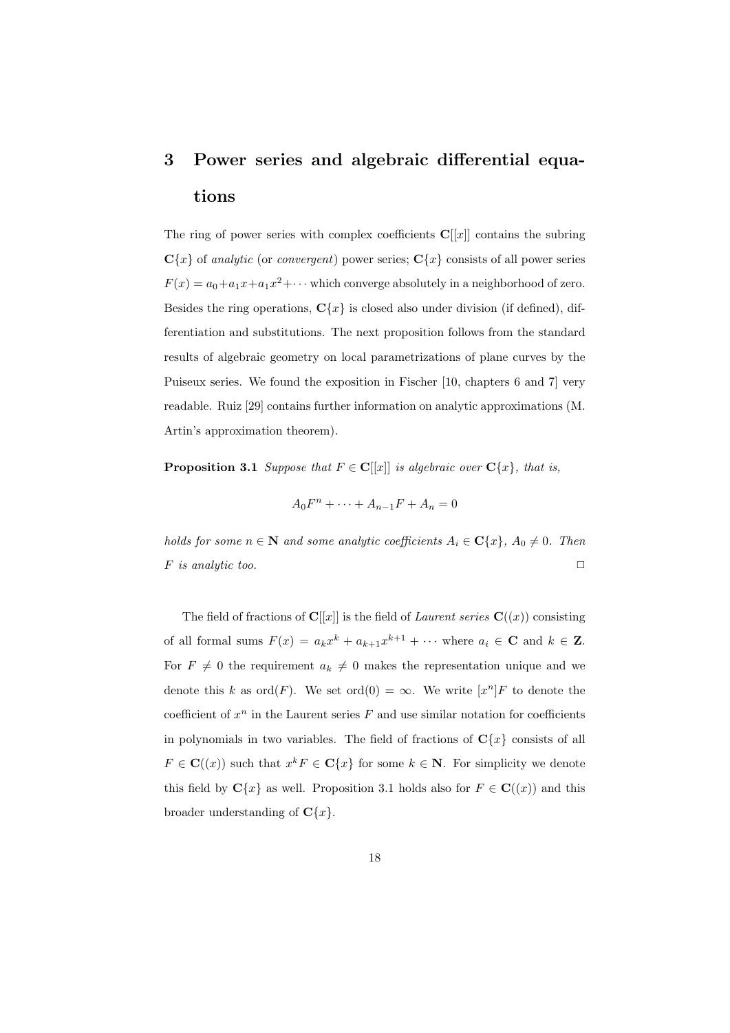# 3 Power series and algebraic differential equations

The ring of power series with complex coefficients $\mathbf{C}[[x]]$ contains the subring $\mathbf{C}\{x\}$ of *analytic* (or *convergent*) power series; $\mathbf{C}\{x\}$ consists of all power series $F(x) = a_0 + a_1 x + a_1 x^2 + \cdots$ which converge absolutely in a neighborhood of zero. Besides the ring operations, $\mathbf{C}\{x\}$ is closed also under division (if defined), differentiation and substitutions. The next proposition follows from the standard results of algebraic geometry on local parametrizations of plane curves by the Puiseux series. We found the exposition in Fischer [10, chapters 6 and 7] very readable. Ruiz [29] contains further information on analytic approximations (M. Artin's approximation theorem).

**Proposition 3.1** *Suppose that $F \in \mathbf{C}[[x]]$ is algebraic over $\mathbf{C}\{x\}$, that is,*

$$A_0 F^n + \cdots + A_{n-1} F + A_n = 0$$

*holds for some $n \in \mathbf{N}$ and some analytic coefficients $A_i \in \mathbf{C}\{x\}$, $A_0 \neq 0$. Then $F$ is analytic too.* □

The field of fractions of $\mathbf{C}[[x]]$ is the field of *Laurent series* $\mathbf{C}((x))$ consisting of all formal sums $F(x) = a_k x^k + a_{k+1} x^{k+1} + \cdots$ where $a_i \in \mathbf{C}$ and $k \in \mathbf{Z}$. For $F \neq 0$ the requirement $a_k \neq 0$ makes the representation unique and we denote this $k$ as $\mathrm{ord}(F)$. We set $\mathrm{ord}(0) = \infty$. We write $[x^n]F$ to denote the coefficient of $x^n$ in the Laurent series $F$ and use similar notation for coefficients in polynomials in two variables. The field of fractions of $\mathbf{C}\{x\}$ consists of all $F \in \mathbf{C}((x))$ such that $x^k F \in \mathbf{C}\{x\}$ for some $k \in \mathbf{N}$. For simplicity we denote this field by $\mathbf{C}\{x\}$ as well. Proposition 3.1 holds also for $F \in \mathbf{C}((x))$ and this broader understanding of $\mathbf{C}\{x\}$.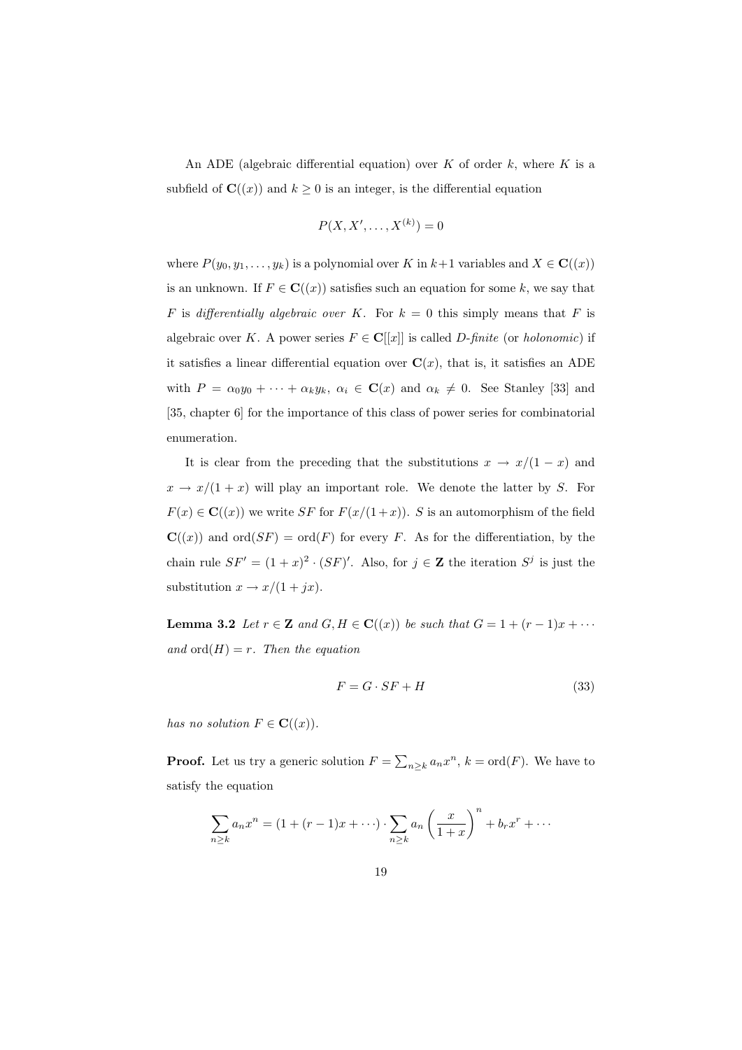An ADE (algebraic differential equation) over $K$ of order $k$, where $K$ is a subfield of $\mathbf{C}((x))$ and $k \geq 0$ is an integer, is the differential equation

$$P(X, X', \ldots, X^{(k)}) = 0$$

where $P(y_0, y_1, \ldots, y_k)$ is a polynomial over $K$ in $k+1$ variables and $X \in \mathbf{C}((x))$ is an unknown. If $F \in \mathbf{C}((x))$ satisfies such an equation for some $k$, we say that $F$ is *differentially algebraic over* $K$. For $k = 0$ this simply means that $F$ is algebraic over $K$. A power series $F \in \mathbf{C}[[x]]$ is called *D-finite* (or *holonomic*) if it satisfies a linear differential equation over $\mathbf{C}(x)$, that is, it satisfies an ADE with $P = \alpha_0 y_0 + \cdots + \alpha_k y_k$, $\alpha_i \in \mathbf{C}(x)$ and $\alpha_k \neq 0$. See Stanley [33] and [35, chapter 6] for the importance of this class of power series for combinatorial enumeration.

It is clear from the preceding that the substitutions $x \to x/(1-x)$ and $x \to x/(1+x)$ will play an important role. We denote the latter by $S$. For $F(x) \in \mathbf{C}((x))$ we write $SF$ for $F(x/(1+x))$. $S$ is an automorphism of the field $\mathbf{C}((x))$ and $\mathrm{ord}(SF) = \mathrm{ord}(F)$ for every $F$. As for the differentiation, by the chain rule $SF' = (1+x)^2 \cdot (SF)'$. Also, for $j \in \mathbf{Z}$ the iteration $S^j$ is just the substitution $x \to x/(1+jx)$.

**Lemma 3.2** *Let $r \in \mathbf{Z}$ and $G, H \in \mathbf{C}((x))$ be such that $G = 1 + (r-1)x + \cdots$ and $\mathrm{ord}(H) = r$. Then the equation*

$$F = G \cdot SF + H \tag{33}$$

*has no solution $F \in \mathbf{C}((x))$.*

**Proof.** Let us try a generic solution $F = \sum_{n \geq k} a_n x^n$, $k = \mathrm{ord}(F)$. We have to satisfy the equation

$$\sum_{n \geq k} a_n x^n = (1 + (r-1)x + \cdots) \cdot \sum_{n \geq k} a_n \left( \frac{x}{1+x} \right)^n + b_r x^r + \cdots$$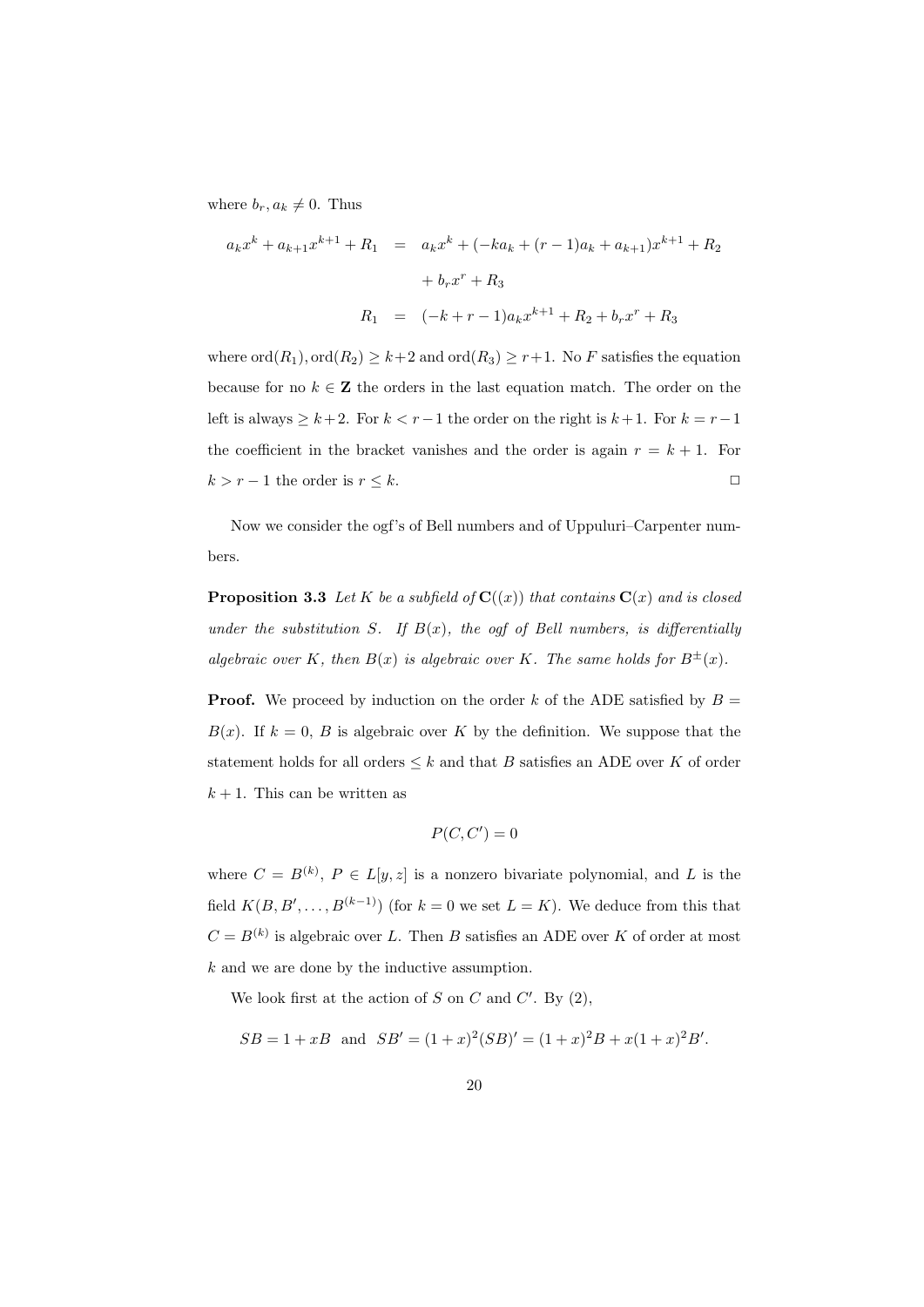where $b_r, a_k \neq 0$. Thus

$$
\begin{aligned}
a_k x^k + a_{k+1} x^{k+1} + R_1 &= a_k x^k + (-k a_k + (r-1) a_k + a_{k+1}) x^{k+1} + R_2 \\
&\quad + b_r x^r + R_3 \\
R_1 &= (-k + r - 1) a_k x^{k+1} + R_2 + b_r x^r + R_3
\end{aligned}
$$

where $\mathrm{ord}(R_1), \mathrm{ord}(R_2) \geq k+2$ and $\mathrm{ord}(R_3) \geq r+1$. No $F$ satisfies the equation because for no $k \in \mathbf{Z}$ the orders in the last equation match. The order on the left is always $\geq k+2$. For $k < r-1$ the order on the right is $k+1$. For $k = r-1$ the coefficient in the bracket vanishes and the order is again $r = k+1$. For $k > r-1$ the order is $r \leq k$. $\Box$

Now we consider the ogf's of Bell numbers and of Uppuluri–Carpenter numbers.

**Proposition 3.3** *Let $K$ be a subfield of $\mathbf{C}((x))$ that contains $\mathbf{C}(x)$ and is closed under the substitution $S$. If $B(x)$, the ogf of Bell numbers, is differentially algebraic over $K$, then $B(x)$ is algebraic over $K$. The same holds for $B^{\pm}(x)$.*

**Proof.** We proceed by induction on the order $k$ of the ADE satisfied by $B = B(x)$. If $k = 0$, $B$ is algebraic over $K$ by the definition. We suppose that the statement holds for all orders $\leq k$ and that $B$ satisfies an ADE over $K$ of order $k+1$. This can be written as

$$
P(C, C') = 0
$$

where $C = B^{(k)}$, $P \in L[y, z]$ is a nonzero bivariate polynomial, and $L$ is the field $K(B, B', \ldots, B^{(k-1)})$ (for $k = 0$ we set $L = K$). We deduce from this that $C = B^{(k)}$ is algebraic over $L$. Then $B$ satisfies an ADE over $K$ of order at most $k$ and we are done by the inductive assumption.

We look first at the action of $S$ on $C$ and $C'$. By (2),

$$
SB = 1 + xB \quad \text{and} \quad SB' = (1+x)^2 (SB)' = (1+x)^2 B + x(1+x)^2 B'.
$$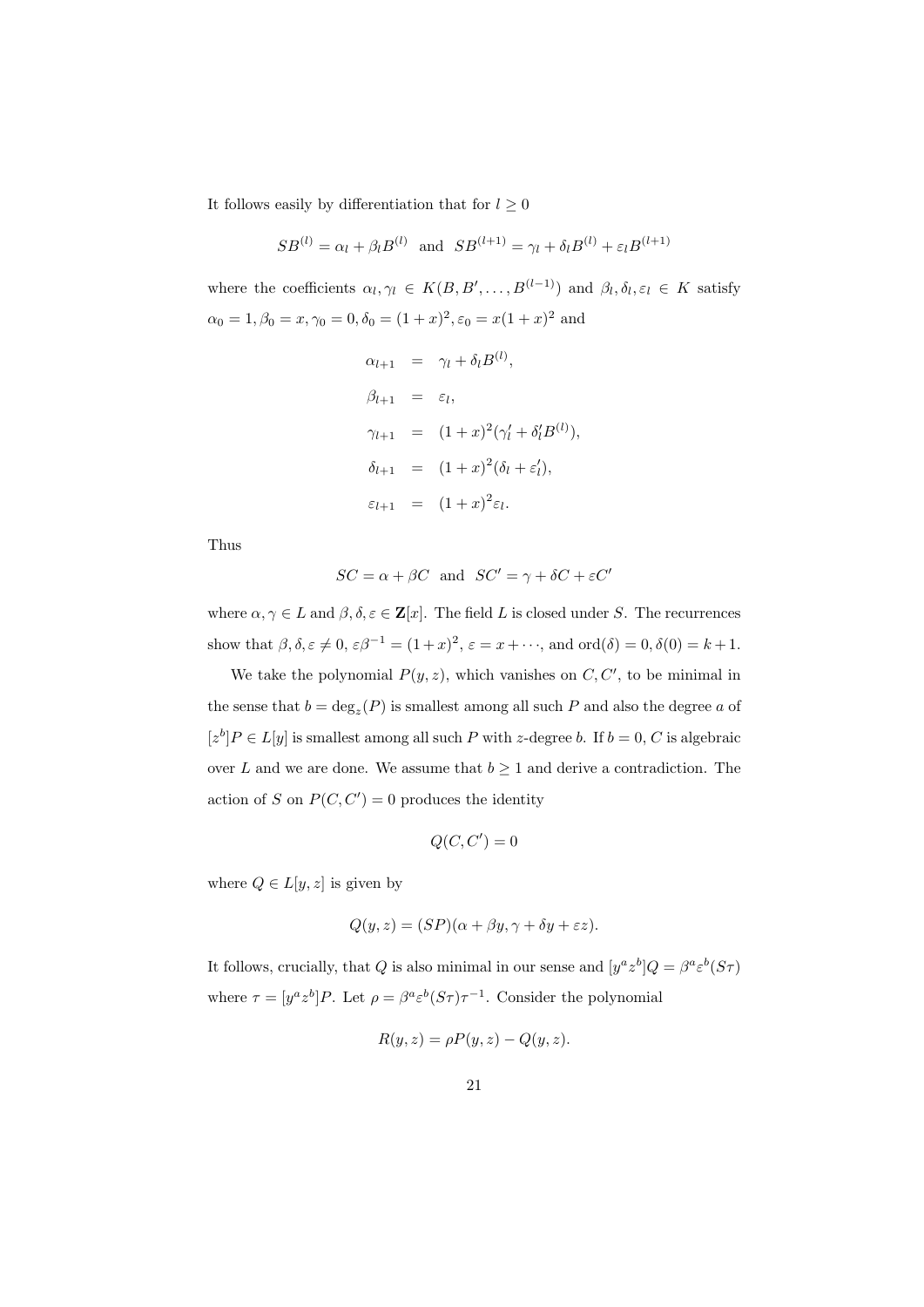It follows easily by differentiation that for $l \geq 0$

$$SB^{(l)} = \alpha_l + \beta_l B^{(l)} \quad \text{and} \quad SB^{(l+1)} = \gamma_l + \delta_l B^{(l)} + \varepsilon_l B^{(l+1)}$$

where the coefficients $\alpha_l, \gamma_l \in K(B, B', \ldots, B^{(l-1)})$ and $\beta_l, \delta_l, \varepsilon_l \in K$ satisfy $\alpha_0 = 1, \beta_0 = x, \gamma_0 = 0, \delta_0 = (1+x)^2, \varepsilon_0 = x(1+x)^2$ and

$$\begin{aligned}
\alpha_{l+1} &= \gamma_l + \delta_l B^{(l)}, \\
\beta_{l+1} &= \varepsilon_l, \\
\gamma_{l+1} &= (1+x)^2(\gamma_l' + \delta_l' B^{(l)}), \\
\delta_{l+1} &= (1+x)^2(\delta_l + \varepsilon_l'), \\
\varepsilon_{l+1} &= (1+x)^2\varepsilon_l.
\end{aligned}$$

Thus

$$SC = \alpha + \beta C \quad \text{and} \quad SC' = \gamma + \delta C + \varepsilon C'$$

where $\alpha, \gamma \in L$ and $\beta, \delta, \varepsilon \in \mathbf{Z}[x]$. The field $L$ is closed under $S$. The recurrences show that $\beta, \delta, \varepsilon \neq 0$, $\varepsilon\beta^{-1} = (1+x)^2$, $\varepsilon = x + \cdots$, and $\mathrm{ord}(\delta) = 0, \delta(0) = k+1$.

We take the polynomial $P(y, z)$, which vanishes on $C, C'$, to be minimal in the sense that $b = \deg_z(P)$ is smallest among all such $P$ and also the degree $a$ of $[z^b]P \in L[y]$ is smallest among all such $P$ with $z$-degree $b$. If $b = 0$, $C$ is algebraic over $L$ and we are done. We assume that $b \geq 1$ and derive a contradiction. The action of $S$ on $P(C, C') = 0$ produces the identity

$$Q(C, C') = 0$$

where $Q \in L[y, z]$ is given by

$$Q(y, z) = (SP)(\alpha + \beta y, \gamma + \delta y + \varepsilon z).$$

It follows, crucially, that $Q$ is also minimal in our sense and $[y^a z^b]Q = \beta^a \varepsilon^b (S\tau)$ where $\tau = [y^a z^b]P$. Let $\rho = \beta^a \varepsilon^b (S\tau)\tau^{-1}$. Consider the polynomial

$$R(y, z) = \rho P(y, z) - Q(y, z).$$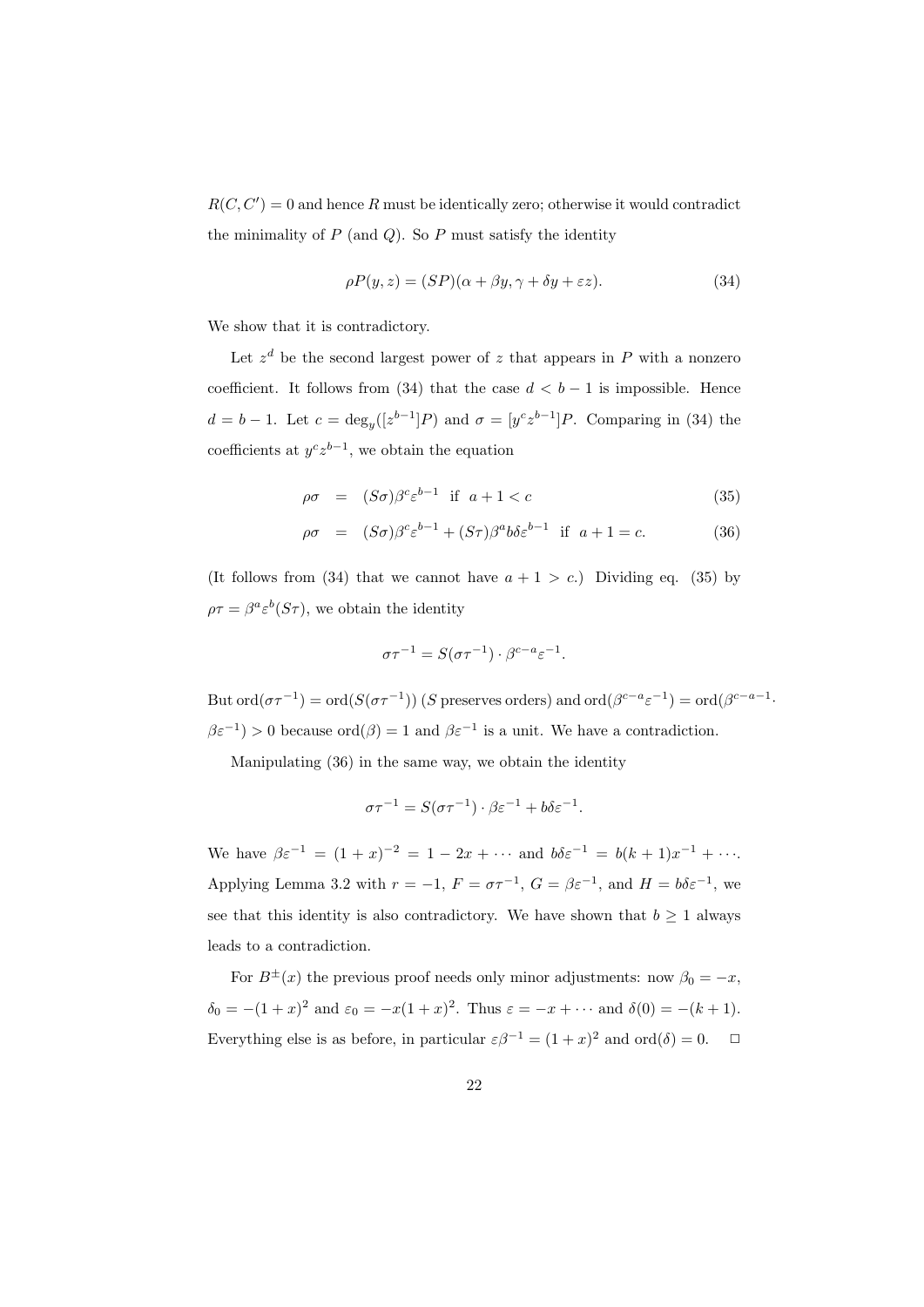$R(C, C') = 0$ and hence $R$ must be identically zero; otherwise it would contradict the minimality of $P$ (and $Q$). So $P$ must satisfy the identity

$$\rho P(y, z) = (SP)(\alpha + \beta y, \gamma + \delta y + \varepsilon z). \tag{34}$$

We show that it is contradictory.

Let $z^d$ be the second largest power of $z$ that appears in $P$ with a nonzero coefficient. It follows from (34) that the case $d < b - 1$ is impossible. Hence $d = b - 1$. Let $c = \deg_y([z^{b-1}]P)$ and $\sigma = [y^c z^{b-1}]P$. Comparing in (34) the coefficients at $y^c z^{b-1}$, we obtain the equation

$$\rho\sigma = (S\sigma)\beta^c \varepsilon^{b-1} \quad \text{if} \quad a + 1 < c \tag{35}$$

$$\rho\sigma = (S\sigma)\beta^c \varepsilon^{b-1} + (S\tau)\beta^a b\delta\varepsilon^{b-1} \quad \text{if} \quad a + 1 = c. \tag{36}$$

(It follows from (34) that we cannot have $a + 1 > c$.) Dividing eq. (35) by $\rho\tau = \beta^a \varepsilon^b (S\tau)$, we obtain the identity

$$\sigma\tau^{-1} = S(\sigma\tau^{-1}) \cdot \beta^{c-a}\varepsilon^{-1}.$$

But $\mathrm{ord}(\sigma\tau^{-1}) = \mathrm{ord}(S(\sigma\tau^{-1}))$ ($S$ preserves orders) and $\mathrm{ord}(\beta^{c-a}\varepsilon^{-1}) = \mathrm{ord}(\beta^{c-a-1} \cdot \beta\varepsilon^{-1}) > 0$ because $\mathrm{ord}(\beta) = 1$ and $\beta\varepsilon^{-1}$ is a unit. We have a contradiction.

Manipulating (36) in the same way, we obtain the identity

$$\sigma\tau^{-1} = S(\sigma\tau^{-1}) \cdot \beta\varepsilon^{-1} + b\delta\varepsilon^{-1}.$$

We have $\beta\varepsilon^{-1} = (1 + x)^{-2} = 1 - 2x + \cdots$ and $b\delta\varepsilon^{-1} = b(k + 1)x^{-1} + \cdots$. Applying Lemma 3.2 with $r = -1$, $F = \sigma\tau^{-1}$, $G = \beta\varepsilon^{-1}$, and $H = b\delta\varepsilon^{-1}$, we see that this identity is also contradictory. We have shown that $b \geq 1$ always leads to a contradiction.

For $B^{\pm}(x)$ the previous proof needs only minor adjustments: now $\beta_0 = -x$, $\delta_0 = -(1 + x)^2$ and $\varepsilon_0 = -x(1 + x)^2$. Thus $\varepsilon = -x + \cdots$ and $\delta(0) = -(k + 1)$. Everything else is as before, in particular $\varepsilon\beta^{-1} = (1 + x)^2$ and $\mathrm{ord}(\delta) = 0$. $\square$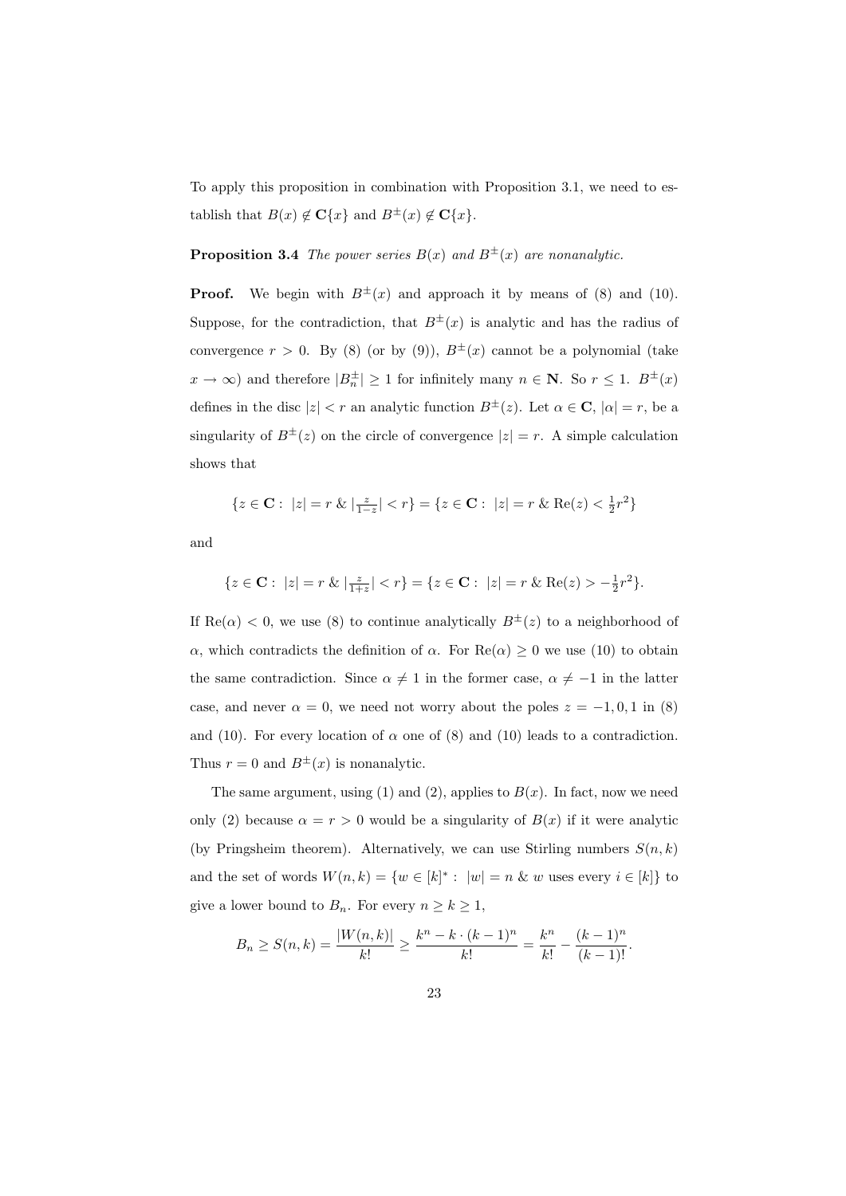To apply this proposition in combination with Proposition 3.1, we need to establish that $B(x) \notin \mathbf{C}\{x\}$ and $B^{\pm}(x) \notin \mathbf{C}\{x\}$.

**Proposition 3.4** *The power series $B(x)$ and $B^{\pm}(x)$ are nonanalytic.*

**Proof.** We begin with $B^{\pm}(x)$ and approach it by means of (8) and (10). Suppose, for the contradiction, that $B^{\pm}(x)$ is analytic and has the radius of convergence $r > 0$. By (8) (or by (9)), $B^{\pm}(x)$ cannot be a polynomial (take $x \to \infty$) and therefore $|B_n^{\pm}| \geq 1$ for infinitely many $n \in \mathbf{N}$. So $r \leq 1$. $B^{\pm}(x)$ defines in the disc $|z| < r$ an analytic function $B^{\pm}(z)$. Let $\alpha \in \mathbf{C}$, $|\alpha| = r$, be a singularity of $B^{\pm}(z)$ on the circle of convergence $|z| = r$. A simple calculation shows that

$$\{z \in \mathbf{C} : \ |z| = r \ \& \ |\tfrac{z}{1-z}| < r\} = \{z \in \mathbf{C} : \ |z| = r \ \& \ \mathrm{Re}(z) < \tfrac{1}{2}r^2\}$$

and

$$\{z \in \mathbf{C} : \ |z| = r \ \& \ |\tfrac{z}{1+z}| < r\} = \{z \in \mathbf{C} : \ |z| = r \ \& \ \mathrm{Re}(z) > -\tfrac{1}{2}r^2\}.$$

If $\mathrm{Re}(\alpha) < 0$, we use (8) to continue analytically $B^{\pm}(z)$ to a neighborhood of $\alpha$, which contradicts the definition of $\alpha$. For $\mathrm{Re}(\alpha) \geq 0$ we use (10) to obtain the same contradiction. Since $\alpha \neq 1$ in the former case, $\alpha \neq -1$ in the latter case, and never $\alpha = 0$, we need not worry about the poles $z = -1, 0, 1$ in (8) and (10). For every location of $\alpha$ one of (8) and (10) leads to a contradiction. Thus $r = 0$ and $B^{\pm}(x)$ is nonanalytic.

The same argument, using (1) and (2), applies to $B(x)$. In fact, now we need only (2) because $\alpha = r > 0$ would be a singularity of $B(x)$ if it were analytic (by Pringsheim theorem). Alternatively, we can use Stirling numbers $S(n, k)$ and the set of words $W(n, k) = \{w \in [k]^* : \ |w| = n \ \& \ w \text{ uses every } i \in [k]\}$ to give a lower bound to $B_n$. For every $n \geq k \geq 1$,

$$B_n \geq S(n, k) = \frac{|W(n, k)|}{k!} \geq \frac{k^n - k \cdot (k-1)^n}{k!} = \frac{k^n}{k!} - \frac{(k-1)^n}{(k-1)!}.$$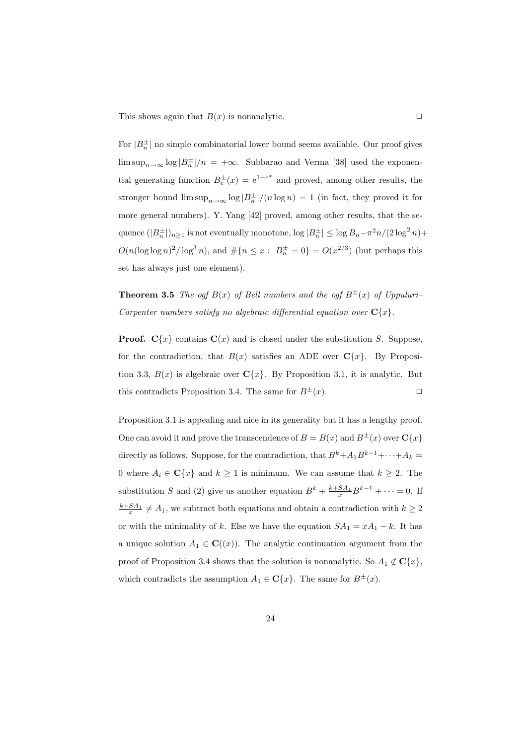This shows again that $B(x)$ is nonanalytic. $\Box$

For $|B_n^{\pm}|$ no simple combinatorial lower bound seems available. Our proof gives $\limsup_{n\to\infty} \log|B_n^{\pm}|/n = +\infty$. Subbarao and Verma [38] used the exponential generating function $B_e^{\pm}(x) = \mathrm{e}^{1-\mathrm{e}^x}$ and proved, among other results, the stronger bound $\limsup_{n\to\infty} \log|B_n^{\pm}|/(n\log n) = 1$ (in fact, they proved it for more general numbers). Y. Yang [42] proved, among other results, that the sequence $(|B_n^{\pm}|)_{n\ge 1}$ is not eventually monotone, $\log|B_n^{\pm}| \le \log B_n - \pi^2 n/(2\log^2 n) + O(n(\log\log n)^2/\log^3 n)$, and $\#\{n \le x:\ B_n^{\pm} = 0\} = O(x^{2/3})$ (but perhaps this set has always just one element).

**Theorem 3.5** *The ogf $B(x)$ of Bell numbers and the ogf $B^{\pm}(x)$ of Uppuluri–Carpenter numbers satisfy no algebraic differential equation over $\mathbf{C}\{x\}$.*

**Proof.** $\mathbf{C}\{x\}$ contains $\mathbf{C}(x)$ and is closed under the substitution $S$. Suppose, for the contradiction, that $B(x)$ satisfies an ADE over $\mathbf{C}\{x\}$. By Proposition 3.3, $B(x)$ is algebraic over $\mathbf{C}\{x\}$. By Proposition 3.1, it is analytic. But this contradicts Proposition 3.4. The same for $B^{\pm}(x)$. $\Box$

Proposition 3.1 is appealing and nice in its generality but it has a lengthy proof. One can avoid it and prove the transcendence of $B = B(x)$ and $B^{\pm}(x)$ over $\mathbf{C}\{x\}$ directly as follows. Suppose, for the contradiction, that $B^k + A_1 B^{k-1} + \cdots + A_k = 0$ where $A_i \in \mathbf{C}\{x\}$ and $k \ge 1$ is minimum. We can assume that $k \ge 2$. The substitution $S$ and (2) give us another equation $B^k + \frac{k+SA_1}{x} B^{k-1} + \cdots = 0$. If $\frac{k+SA_1}{x} \ne A_1$, we subtract both equations and obtain a contradiction with $k \ge 2$ or with the minimality of $k$. Else we have the equation $SA_1 = xA_1 - k$. It has a unique solution $A_1 \in \mathbf{C}((x))$. The analytic continuation argument from the proof of Proposition 3.4 shows that the solution is nonanalytic. So $A_1 \notin \mathbf{C}\{x\}$, which contradicts the assumption $A_1 \in \mathbf{C}\{x\}$. The same for $B^{\pm}(x)$.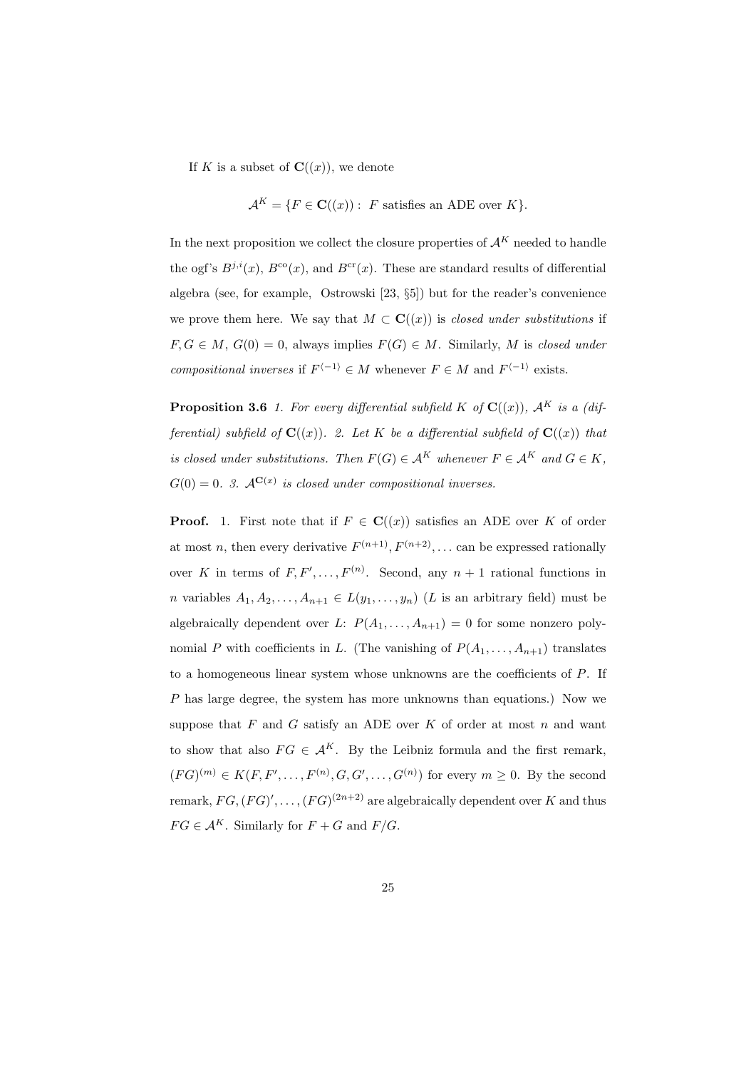If $K$ is a subset of $\mathbf{C}((x))$, we denote

$$\mathcal{A}^K = \{F \in \mathbf{C}((x)) : \ F \text{ satisfies an ADE over } K\}.$$

In the next proposition we collect the closure properties of $\mathcal{A}^K$ needed to handle the ogf's $B^{j,i}(x)$, $B^{\mathrm{co}}(x)$, and $B^{\mathrm{cr}}(x)$. These are standard results of differential algebra (see, for example, Ostrowski [23, §5]) but for the reader's convenience we prove them here. We say that $M \subset \mathbf{C}((x))$ is *closed under substitutions* if $F, G \in M$, $G(0) = 0$, always implies $F(G) \in M$. Similarly, $M$ is *closed under compositional inverses* if $F^{\langle -1 \rangle} \in M$ whenever $F \in M$ and $F^{\langle -1 \rangle}$ exists.

**Proposition 3.6** *1. For every differential subfield $K$ of $\mathbf{C}((x))$, $\mathcal{A}^K$ is a (differential) subfield of $\mathbf{C}((x))$. 2. Let $K$ be a differential subfield of $\mathbf{C}((x))$ that is closed under substitutions. Then $F(G) \in \mathcal{A}^K$ whenever $F \in \mathcal{A}^K$ and $G \in K$, $G(0) = 0$. 3. $\mathcal{A}^{\mathbf{C}(x)}$ is closed under compositional inverses.*

**Proof.** 1. First note that if $F \in \mathbf{C}((x))$ satisfies an ADE over $K$ of order at most $n$, then every derivative $F^{(n+1)}, F^{(n+2)}, \ldots$ can be expressed rationally over $K$ in terms of $F, F', \ldots, F^{(n)}$. Second, any $n+1$ rational functions in $n$ variables $A_1, A_2, \ldots, A_{n+1} \in L(y_1, \ldots, y_n)$ ($L$ is an arbitrary field) must be algebraically dependent over $L$: $P(A_1, \ldots, A_{n+1}) = 0$ for some nonzero polynomial $P$ with coefficients in $L$. (The vanishing of $P(A_1, \ldots, A_{n+1})$ translates to a homogeneous linear system whose unknowns are the coefficients of $P$. If $P$ has large degree, the system has more unknowns than equations.) Now we suppose that $F$ and $G$ satisfy an ADE over $K$ of order at most $n$ and want to show that also $FG \in \mathcal{A}^K$. By the Leibniz formula and the first remark, $(FG)^{(m)} \in K(F, F', \ldots, F^{(n)}, G, G', \ldots, G^{(n)})$ for every $m \geq 0$. By the second remark, $FG, (FG)', \ldots, (FG)^{(2n+2)}$ are algebraically dependent over $K$ and thus $FG \in \mathcal{A}^K$. Similarly for $F + G$ and $F/G$.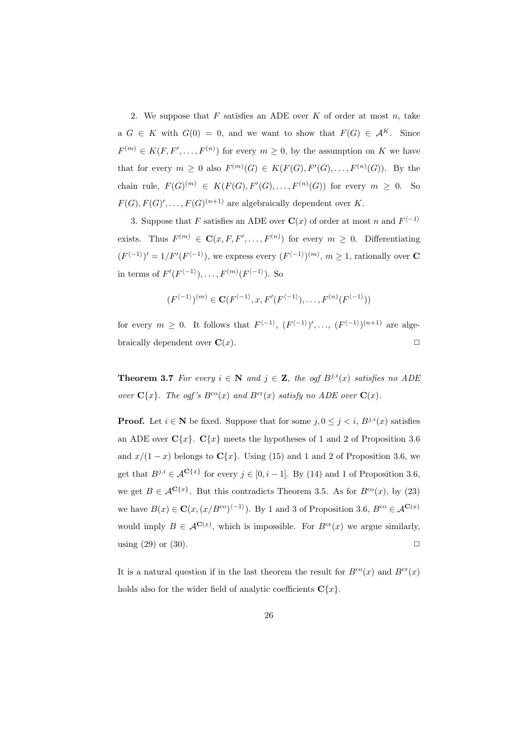2. We suppose that $F$ satisfies an ADE over $K$ of order at most $n$, take a $G \in K$ with $G(0) = 0$, and we want to show that $F(G) \in \mathcal{A}^K$. Since $F^{(m)} \in K(F, F', \ldots, F^{(n)})$ for every $m \geq 0$, by the assumption on $K$ we have that for every $m \geq 0$ also $F^{(m)}(G) \in K(F(G), F'(G), \ldots, F^{(n)}(G))$. By the chain rule, $F(G)^{(m)} \in K(F(G), F'(G), \ldots, F^{(n)}(G))$ for every $m \geq 0$. So $F(G), F(G)', \ldots, F(G)^{(n+1)}$ are algebraically dependent over $K$.

3. Suppose that $F$ satisfies an ADE over $\mathbf{C}(x)$ of order at most $n$ and $F^{\langle -1 \rangle}$ exists. Thus $F^{(m)} \in \mathbf{C}(x, F, F', \ldots, F^{(n)})$ for every $m \geq 0$. Differentiating $(F^{\langle -1 \rangle})' = 1/F'(F^{\langle -1 \rangle})$, we express every $(F^{\langle -1 \rangle})^{(m)}$, $m \geq 1$, rationally over $\mathbf{C}$ in terms of $F'(F^{\langle -1 \rangle}), \ldots, F^{(m)}(F^{\langle -1 \rangle})$. So

$$(F^{\langle -1 \rangle})^{(m)} \in \mathbf{C}(F^{\langle -1 \rangle}, x, F'(F^{\langle -1 \rangle}), \ldots, F^{(n)}(F^{\langle -1 \rangle}))$$

for every $m \geq 0$. It follows that $F^{\langle -1 \rangle}$, $(F^{\langle -1 \rangle})', \ldots, (F^{\langle -1 \rangle})^{(n+1)}$ are algebraically dependent over $\mathbf{C}(x)$. $\square$

**Theorem 3.7** *For every $i \in \mathbf{N}$ and $j \in \mathbf{Z}$, the ogf $B^{j,i}(x)$ satisfies no ADE over $\mathbf{C}\{x\}$. The ogf's $B^{\mathrm{co}}(x)$ and $B^{\mathrm{cr}}(x)$ satisfy no ADE over $\mathbf{C}(x)$.*

**Proof.** Let $i \in \mathbf{N}$ be fixed. Suppose that for some $j, 0 \leq j < i$, $B^{j,i}(x)$ satisfies an ADE over $\mathbf{C}\{x\}$. $\mathbf{C}\{x\}$ meets the hypotheses of 1 and 2 of Proposition 3.6 and $x/(1-x)$ belongs to $\mathbf{C}\{x\}$. Using (15) and 1 and 2 of Proposition 3.6, we get that $B^{j,i} \in \mathcal{A}^{\mathbf{C}\{x\}}$ for every $j \in [0, i-1]$. By (14) and 1 of Proposition 3.6, we get $B \in \mathcal{A}^{\mathbf{C}\{x\}}$. But this contradicts Theorem 3.5. As for $B^{\mathrm{co}}(x)$, by (23) we have $B(x) \in \mathbf{C}(x, (x/B^{\mathrm{co}})^{\langle -1 \rangle})$. By 1 and 3 of Proposition 3.6, $B^{\mathrm{co}} \in \mathcal{A}^{\mathbf{C}(x)}$ would imply $B \in \mathcal{A}^{\mathbf{C}(x)}$, which is impossible. For $B^{\mathrm{cr}}(x)$ we argue similarly, using (29) or (30). $\square$

It is a natural question if in the last theorem the result for $B^{\mathrm{co}}(x)$ and $B^{\mathrm{cr}}(x)$ holds also for the wider field of analytic coefficients $\mathbf{C}\{x\}$.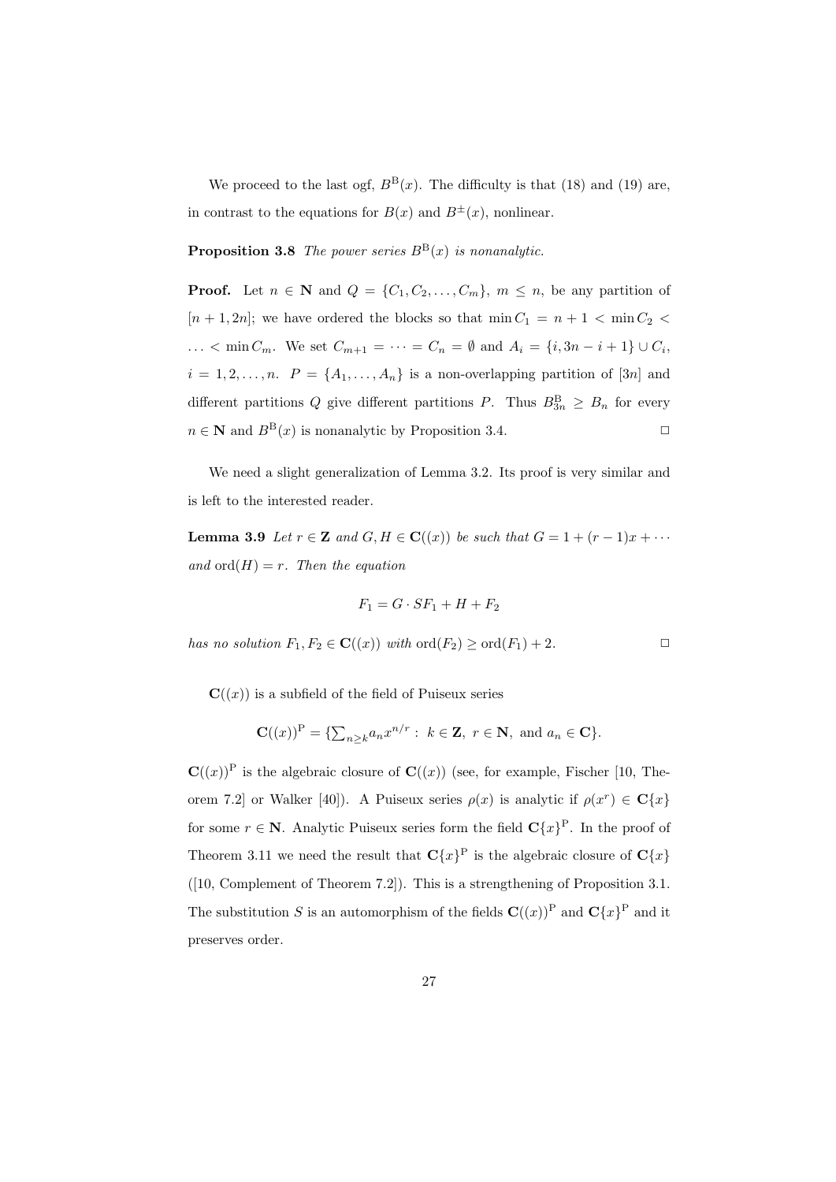We proceed to the last ogf, $B^{\mathrm{B}}(x)$. The difficulty is that (18) and (19) are, in contrast to the equations for $B(x)$ and $B^{\pm}(x)$, nonlinear.

**Proposition 3.8** *The power series $B^{\mathrm{B}}(x)$ is nonanalytic.*

**Proof.** Let $n \in \mathbf{N}$ and $Q = \{C_1, C_2, \ldots, C_m\}$, $m \le n$, be any partition of $[n+1, 2n]$; we have ordered the blocks so that $\min C_1 = n+1 < \min C_2 < \ldots < \min C_m$. We set $C_{m+1} = \cdots = C_n = \emptyset$ and $A_i = \{i, 3n-i+1\} \cup C_i$, $i = 1, 2, \ldots, n$. $P = \{A_1, \ldots, A_n\}$ is a non-overlapping partition of $[3n]$ and different partitions $Q$ give different partitions $P$. Thus $B^{\mathrm{B}}_{3n} \ge B_n$ for every $n \in \mathbf{N}$ and $B^{\mathrm{B}}(x)$ is nonanalytic by Proposition 3.4. $\square$

We need a slight generalization of Lemma 3.2. Its proof is very similar and is left to the interested reader.

**Lemma 3.9** *Let $r \in \mathbf{Z}$ and $G, H \in \mathbf{C}((x))$ be such that $G = 1 + (r-1)x + \cdots$ and $\mathrm{ord}(H) = r$. Then the equation*

$$F_1 = G \cdot SF_1 + H + F_2$$

*has no solution $F_1, F_2 \in \mathbf{C}((x))$ with $\mathrm{ord}(F_2) \ge \mathrm{ord}(F_1) + 2$.* $\square$

$\mathbf{C}((x))$ is a subfield of the field of Puiseux series

$$\mathbf{C}((x))^{\mathrm{P}} = \{\textstyle\sum_{n \ge k} a_n x^{n/r} :\ k \in \mathbf{Z},\ r \in \mathbf{N},\ \text{and } a_n \in \mathbf{C}\}.$$

$\mathbf{C}((x))^{\mathrm{P}}$ is the algebraic closure of $\mathbf{C}((x))$ (see, for example, Fischer [10, Theorem 7.2] or Walker [40]). A Puiseux series $\rho(x)$ is analytic if $\rho(x^r) \in \mathbf{C}\{x\}$ for some $r \in \mathbf{N}$. Analytic Puiseux series form the field $\mathbf{C}\{x\}^{\mathrm{P}}$. In the proof of Theorem 3.11 we need the result that $\mathbf{C}\{x\}^{\mathrm{P}}$ is the algebraic closure of $\mathbf{C}\{x\}$ ([10, Complement of Theorem 7.2]). This is a strengthening of Proposition 3.1. The substitution $S$ is an automorphism of the fields $\mathbf{C}((x))^{\mathrm{P}}$ and $\mathbf{C}\{x\}^{\mathrm{P}}$ and it preserves order.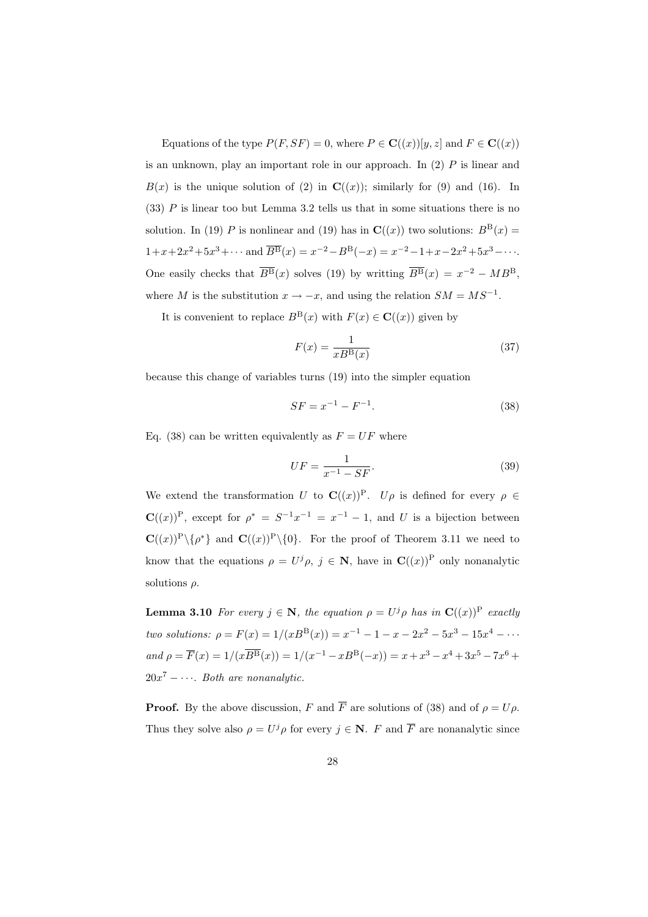Equations of the type $P(F, SF) = 0$, where $P \in \mathbf{C}((x))[y, z]$ and $F \in \mathbf{C}((x))$ is an unknown, play an important role in our approach. In (2) $P$ is linear and $B(x)$ is the unique solution of (2) in $\mathbf{C}((x))$; similarly for (9) and (16). In (33) $P$ is linear too but Lemma 3.2 tells us that in some situations there is no solution. In (19) $P$ is nonlinear and (19) has in $\mathbf{C}((x))$ two solutions: $B^{\mathrm{B}}(x) = 1 + x + 2x^2 + 5x^3 + \cdots$ and $\overline{B^{\mathrm{B}}}(x) = x^{-2} - B^{\mathrm{B}}(-x) = x^{-2} - 1 + x - 2x^2 + 5x^3 - \cdots$. One easily checks that $\overline{B^{\mathrm{B}}}(x)$ solves (19) by writting $\overline{B^{\mathrm{B}}}(x) = x^{-2} - MB^{\mathrm{B}}$, where $M$ is the substitution $x \to -x$, and using the relation $SM = MS^{-1}$.

It is convenient to replace $B^{\mathrm{B}}(x)$ with $F(x) \in \mathbf{C}((x))$ given by

$$F(x) = \frac{1}{xB^{\mathrm{B}}(x)} \tag{37}$$

because this change of variables turns (19) into the simpler equation

$$SF = x^{-1} - F^{-1}. \tag{38}$$

Eq. (38) can be written equivalently as $F = UF$ where

$$UF = \frac{1}{x^{-1} - SF}. \tag{39}$$

We extend the transformation $U$ to $\mathbf{C}((x))^{\mathrm{P}}$. $U\rho$ is defined for every $\rho \in \mathbf{C}((x))^{\mathrm{P}}$, except for $\rho^* = S^{-1}x^{-1} = x^{-1} - 1$, and $U$ is a bijection between $\mathbf{C}((x))^{\mathrm{P}} \backslash \{\rho^*\}$ and $\mathbf{C}((x))^{\mathrm{P}} \backslash \{0\}$. For the proof of Theorem 3.11 we need to know that the equations $\rho = U^j\rho$, $j \in \mathbf{N}$, have in $\mathbf{C}((x))^{\mathrm{P}}$ only nonanalytic solutions $\rho$.

**Lemma 3.10** *For every $j \in \mathbf{N}$, the equation $\rho = U^j\rho$ has in $\mathbf{C}((x))^{\mathrm{P}}$ exactly two solutions: $\rho = F(x) = 1/(xB^{\mathrm{B}}(x)) = x^{-1} - 1 - x - 2x^2 - 5x^3 - 15x^4 - \cdots$ and $\rho = \overline{F}(x) = 1/(x\overline{B^{\mathrm{B}}}(x)) = 1/(x^{-1} - xB^{\mathrm{B}}(-x)) = x + x^3 - x^4 + 3x^5 - 7x^6 + 20x^7 - \cdots$. Both are nonanalytic.*

**Proof.** By the above discussion, $F$ and $\overline{F}$ are solutions of (38) and of $\rho = U\rho$. Thus they solve also $\rho = U^j\rho$ for every $j \in \mathbf{N}$. $F$ and $\overline{F}$ are nonanalytic since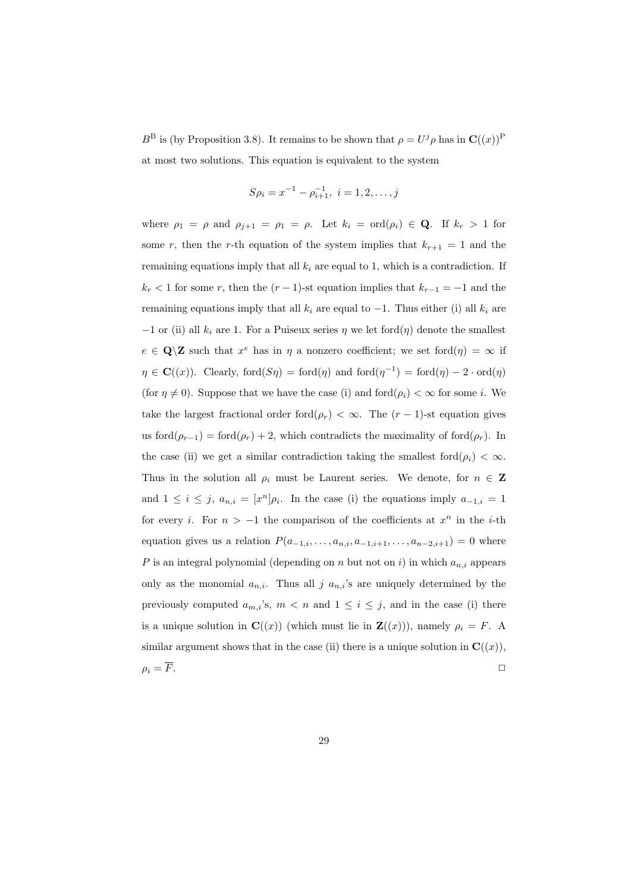$B^{\mathrm{B}}$ is (by Proposition 3.8). It remains to be shown that $\rho = U^j \rho$ has in $\mathbf{C}((x))^{\mathrm{P}}$ at most two solutions. This equation is equivalent to the system

$$S\rho_i = x^{-1} - \rho_{i+1}^{-1},\ i = 1, 2, \ldots, j$$

where $\rho_1 = \rho$ and $\rho_{j+1} = \rho_1 = \rho$. Let $k_i = \mathrm{ord}(\rho_i) \in \mathbf{Q}$. If $k_r > 1$ for some $r$, then the $r$-th equation of the system implies that $k_{r+1} = 1$ and the remaining equations imply that all $k_i$ are equal to 1, which is a contradiction. If $k_r < 1$ for some $r$, then the $(r-1)$-st equation implies that $k_{r-1} = -1$ and the remaining equations imply that all $k_i$ are equal to $-1$. Thus either (i) all $k_i$ are $-1$ or (ii) all $k_i$ are 1. For a Puiseux series $\eta$ we let $\mathrm{ford}(\eta)$ denote the smallest $e \in \mathbf{Q}\backslash\mathbf{Z}$ such that $x^e$ has in $\eta$ a nonzero coefficient; we set $\mathrm{ford}(\eta) = \infty$ if $\eta \in \mathbf{C}((x))$. Clearly, $\mathrm{ford}(S\eta) = \mathrm{ford}(\eta)$ and $\mathrm{ford}(\eta^{-1}) = \mathrm{ford}(\eta) - 2 \cdot \mathrm{ord}(\eta)$ (for $\eta \neq 0$). Suppose that we have the case (i) and $\mathrm{ford}(\rho_i) < \infty$ for some $i$. We take the largest fractional order $\mathrm{ford}(\rho_r) < \infty$. The $(r-1)$-st equation gives us $\mathrm{ford}(\rho_{r-1}) = \mathrm{ford}(\rho_r) + 2$, which contradicts the maximality of $\mathrm{ford}(\rho_r)$. In the case (ii) we get a similar contradiction taking the smallest $\mathrm{ford}(\rho_i) < \infty$. Thus in the solution all $\rho_i$ must be Laurent series. We denote, for $n \in \mathbf{Z}$ and $1 \leq i \leq j$, $a_{n,i} = [x^n]\rho_i$. In the case (i) the equations imply $a_{-1,i} = 1$ for every $i$. For $n > -1$ the comparison of the coefficients at $x^n$ in the $i$-th equation gives us a relation $P(a_{-1,i}, \ldots, a_{n,i}, a_{-1,i+1}, \ldots, a_{n-2,i+1}) = 0$ where $P$ is an integral polynomial (depending on $n$ but not on $i$) in which $a_{n,i}$ appears only as the monomial $a_{n,i}$. Thus all $j$ $a_{n,i}$'s are uniquely determined by the previously computed $a_{m,i}$'s, $m < n$ and $1 \leq i \leq j$, and in the case (i) there is a unique solution in $\mathbf{C}((x))$ (which must lie in $\mathbf{Z}((x))$), namely $\rho_i = F$. A similar argument shows that in the case (ii) there is a unique solution in $\mathbf{C}((x))$, $\rho_i = \overline{F}$. $\square$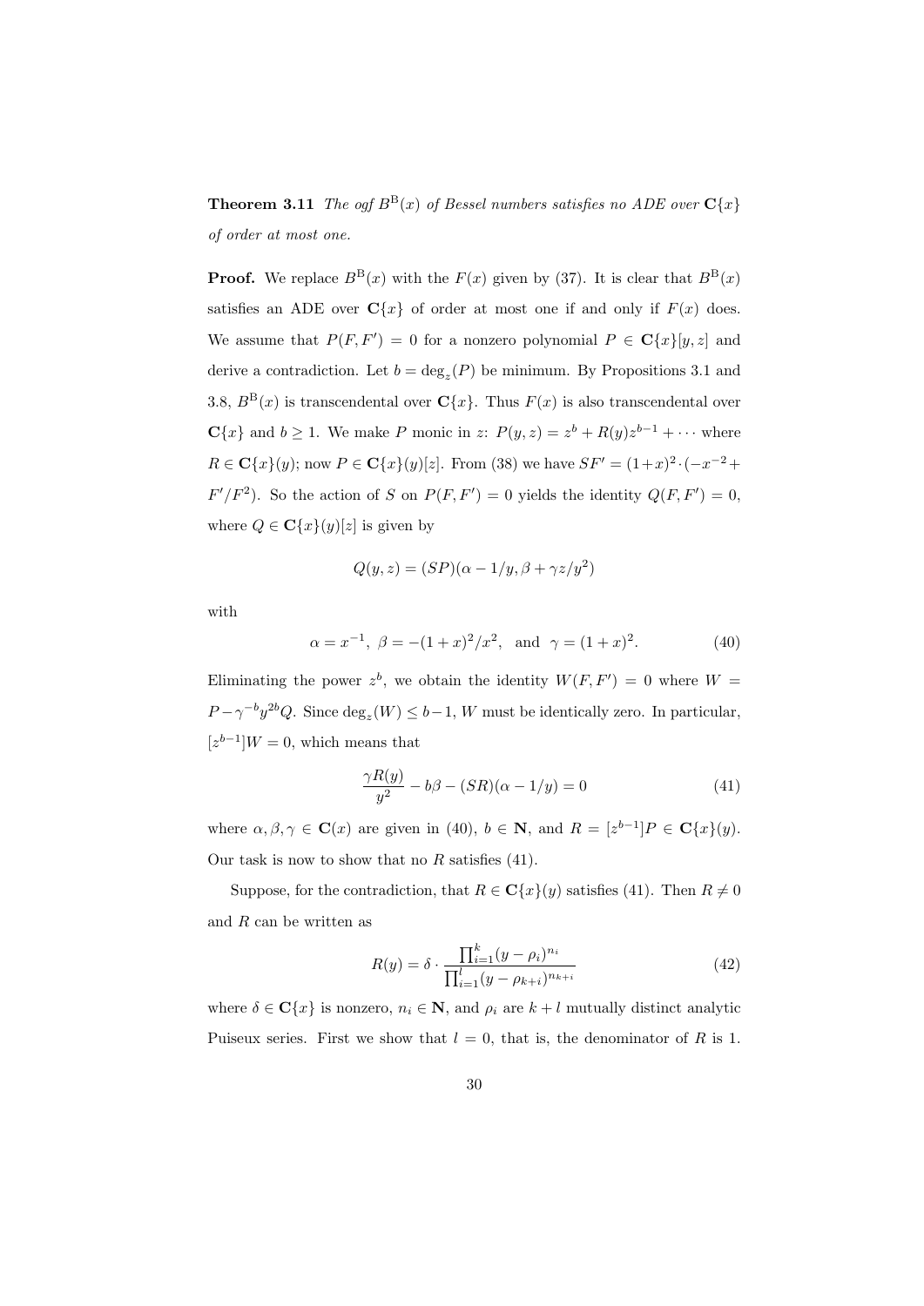**Theorem 3.11** *The ogf $B^{\mathrm{B}}(x)$ of Bessel numbers satisfies no ADE over $\mathbf{C}\{x\}$ of order at most one.*

**Proof.** We replace $B^{\mathrm{B}}(x)$ with the $F(x)$ given by (37). It is clear that $B^{\mathrm{B}}(x)$ satisfies an ADE over $\mathbf{C}\{x\}$ of order at most one if and only if $F(x)$ does. We assume that $P(F, F') = 0$ for a nonzero polynomial $P \in \mathbf{C}\{x\}[y, z]$ and derive a contradiction. Let $b = \deg_z(P)$ be minimum. By Propositions 3.1 and 3.8, $B^{\mathrm{B}}(x)$ is transcendental over $\mathbf{C}\{x\}$. Thus $F(x)$ is also transcendental over $\mathbf{C}\{x\}$ and $b \geq 1$. We make $P$ monic in $z$: $P(y, z) = z^b + R(y)z^{b-1} + \cdots$ where $R \in \mathbf{C}\{x\}(y)$; now $P \in \mathbf{C}\{x\}(y)[z]$. From (38) we have $SF' = (1+x)^2 \cdot (-x^{-2} + F'/F^2)$. So the action of $S$ on $P(F, F') = 0$ yields the identity $Q(F, F') = 0$, where $Q \in \mathbf{C}\{x\}(y)[z]$ is given by

$$Q(y, z) = (SP)(\alpha - 1/y, \beta + \gamma z/y^2)$$

with

$$\alpha = x^{-1},\ \beta = -(1+x)^2/x^2,\ \text{ and }\ \gamma = (1+x)^2. \tag{40}$$

Eliminating the power $z^b$, we obtain the identity $W(F, F') = 0$ where $W = P - \gamma^{-b}y^{2b}Q$. Since $\deg_z(W) \leq b-1$, $W$ must be identically zero. In particular, $[z^{b-1}]W = 0$, which means that

$$\frac{\gamma R(y)}{y^2} - b\beta - (SR)(\alpha - 1/y) = 0 \tag{41}$$

where $\alpha, \beta, \gamma \in \mathbf{C}(x)$ are given in (40), $b \in \mathbf{N}$, and $R = [z^{b-1}]P \in \mathbf{C}\{x\}(y)$. Our task is now to show that no $R$ satisfies (41).

Suppose, for the contradiction, that $R \in \mathbf{C}\{x\}(y)$ satisfies (41). Then $R \neq 0$ and $R$ can be written as

$$R(y) = \delta \cdot \frac{\prod_{i=1}^{k}(y - \rho_i)^{n_i}}{\prod_{i=1}^{l}(y - \rho_{k+i})^{n_{k+i}}} \tag{42}$$

where $\delta \in \mathbf{C}\{x\}$ is nonzero, $n_i \in \mathbf{N}$, and $\rho_i$ are $k + l$ mutually distinct analytic Puiseux series. First we show that $l = 0$, that is, the denominator of $R$ is 1.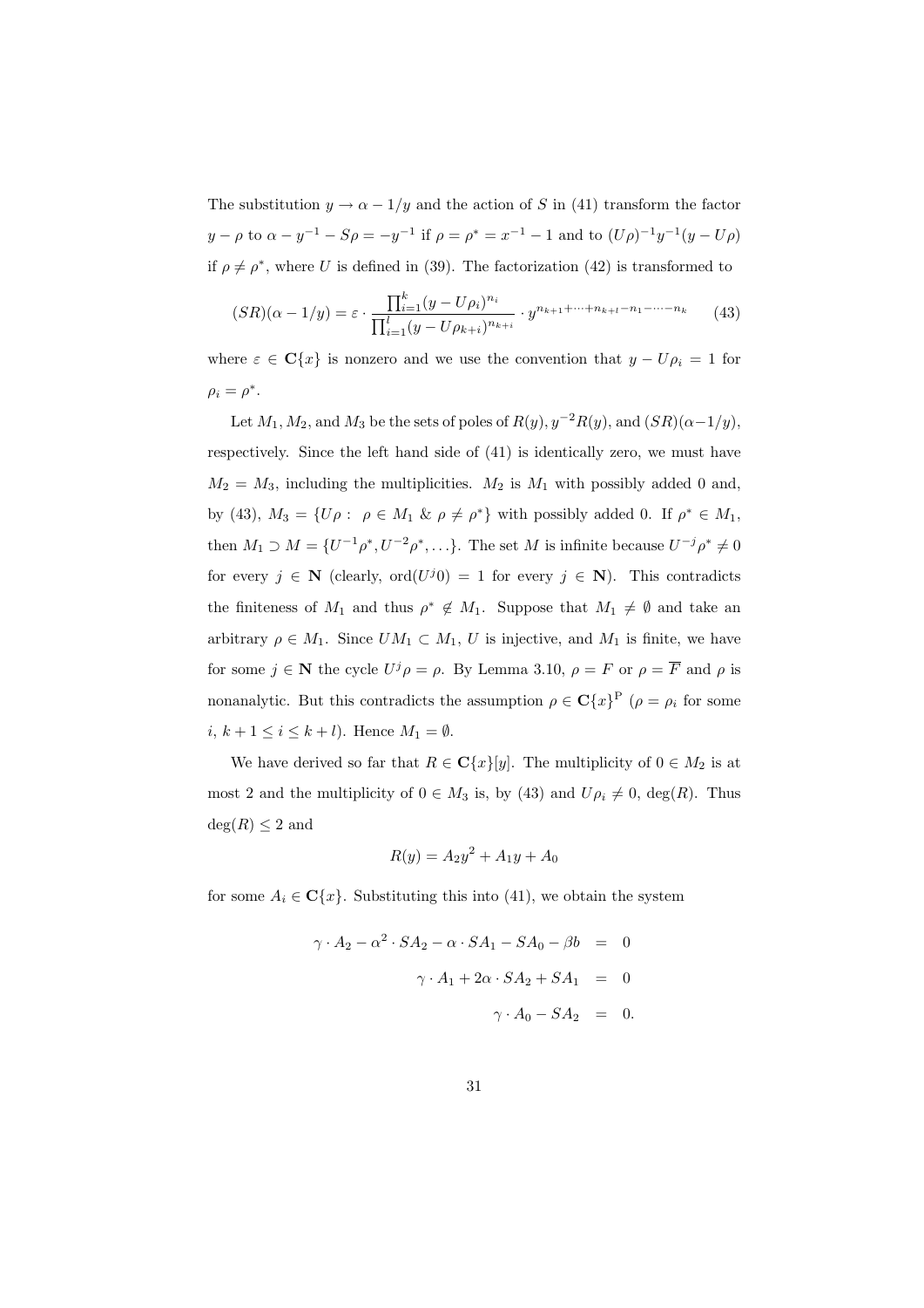The substitution $y \to \alpha - 1/y$ and the action of $S$ in (41) transform the factor $y - \rho$ to $\alpha - y^{-1} - S\rho = -y^{-1}$ if $\rho = \rho^* = x^{-1} - 1$ and to $(U\rho)^{-1}y^{-1}(y - U\rho)$ if $\rho \neq \rho^*$, where $U$ is defined in (39). The factorization (42) is transformed to

$$(SR)(\alpha - 1/y) = \varepsilon \cdot \frac{\prod_{i=1}^{k}(y - U\rho_i)^{n_i}}{\prod_{i=1}^{l}(y - U\rho_{k+i})^{n_{k+i}}} \cdot y^{n_{k+1}+\cdots+n_{k+l}-n_1-\cdots-n_k} \qquad (43)$$

where $\varepsilon \in \mathbf{C}\{x\}$ is nonzero and we use the convention that $y - U\rho_i = 1$ for $\rho_i = \rho^*$.

Let $M_1, M_2$, and $M_3$ be the sets of poles of $R(y), y^{-2}R(y)$, and $(SR)(\alpha-1/y)$, respectively. Since the left hand side of (41) is identically zero, we must have $M_2 = M_3$, including the multiplicities. $M_2$ is $M_1$ with possibly added 0 and, by (43), $M_3 = \{U\rho : \ \rho \in M_1 \ \& \ \rho \neq \rho^*\}$ with possibly added 0. If $\rho^* \in M_1$, then $M_1 \supset M = \{U^{-1}\rho^*, U^{-2}\rho^*, \ldots\}$. The set $M$ is infinite because $U^{-j}\rho^* \neq 0$ for every $j \in \mathbf{N}$ (clearly, $\mathrm{ord}(U^j 0) = 1$ for every $j \in \mathbf{N}$). This contradicts the finiteness of $M_1$ and thus $\rho^* \notin M_1$. Suppose that $M_1 \neq \emptyset$ and take an arbitrary $\rho \in M_1$. Since $UM_1 \subset M_1$, $U$ is injective, and $M_1$ is finite, we have for some $j \in \mathbf{N}$ the cycle $U^j\rho = \rho$. By Lemma 3.10, $\rho = F$ or $\rho = \overline{F}$ and $\rho$ is nonanalytic. But this contradicts the assumption $\rho \in \mathbf{C}\{x\}^{\mathrm{P}}$ ($\rho = \rho_i$ for some $i$, $k+1 \leq i \leq k+l$). Hence $M_1 = \emptyset$.

We have derived so far that $R \in \mathbf{C}\{x\}[y]$. The multiplicity of $0 \in M_2$ is at most 2 and the multiplicity of $0 \in M_3$ is, by (43) and $U\rho_i \neq 0$, $\deg(R)$. Thus $\deg(R) \leq 2$ and

$$R(y) = A_2y^2 + A_1y + A_0$$

for some $A_i \in \mathbf{C}\{x\}$. Substituting this into (41), we obtain the system

$$\begin{aligned}
\gamma \cdot A_2 - \alpha^2 \cdot SA_2 - \alpha \cdot SA_1 - SA_0 - \beta b &= 0 \\
\gamma \cdot A_1 + 2\alpha \cdot SA_2 + SA_1 &= 0 \\
\gamma \cdot A_0 - SA_2 &= 0.
\end{aligned}$$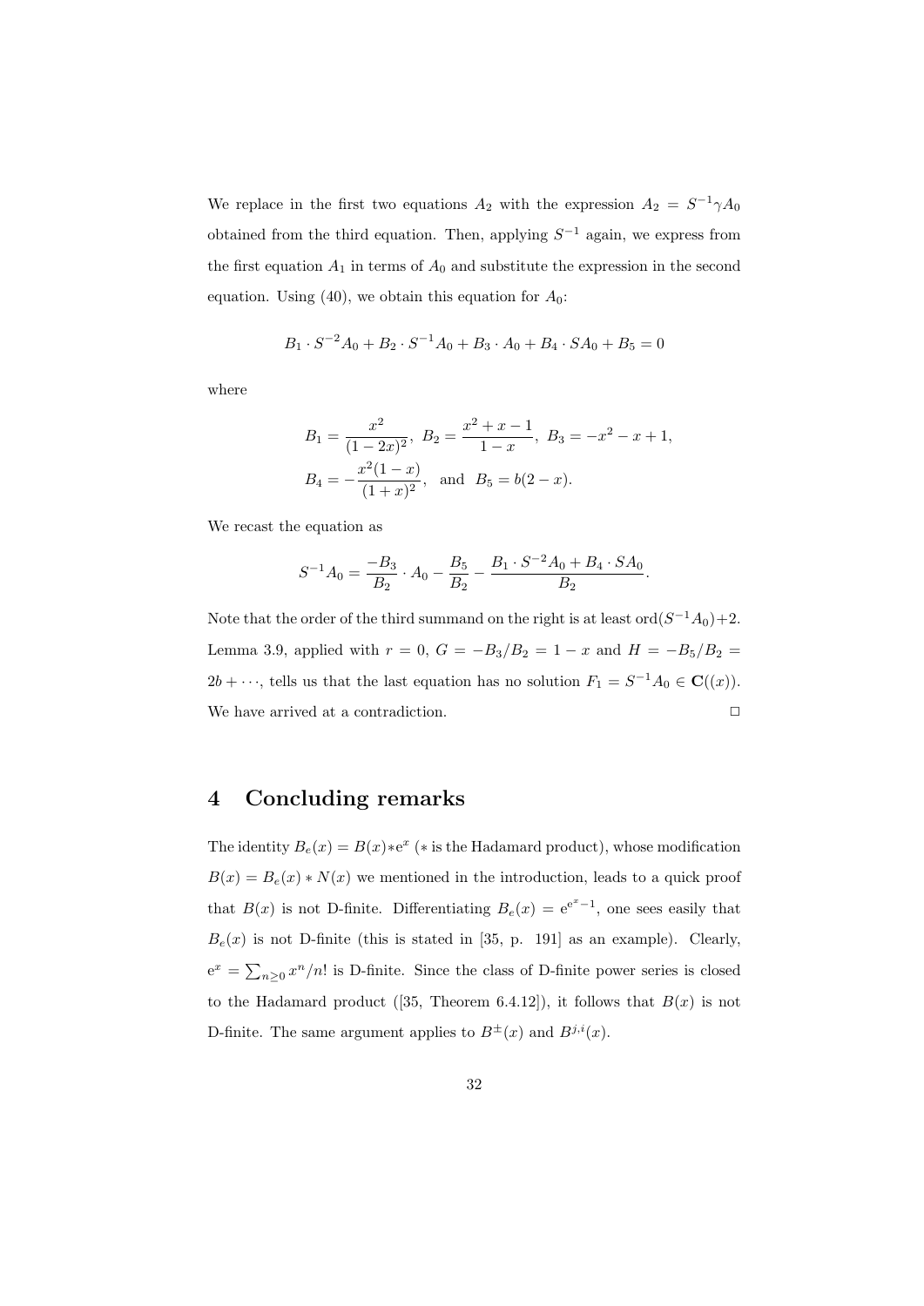We replace in the first two equations $A_2$ with the expression $A_2 = S^{-1}\gamma A_0$ obtained from the third equation. Then, applying $S^{-1}$ again, we express from the first equation $A_1$ in terms of $A_0$ and substitute the expression in the second equation. Using (40), we obtain this equation for $A_0$:

$$B_1 \cdot S^{-2}A_0 + B_2 \cdot S^{-1}A_0 + B_3 \cdot A_0 + B_4 \cdot SA_0 + B_5 = 0$$

where

$$B_1 = \frac{x^2}{(1-2x)^2},\ B_2 = \frac{x^2+x-1}{1-x},\ B_3 = -x^2-x+1,$$
$$B_4 = -\frac{x^2(1-x)}{(1+x)^2},\ \text{ and }\ B_5 = b(2-x).$$

We recast the equation as

$$S^{-1}A_0 = \frac{-B_3}{B_2} \cdot A_0 - \frac{B_5}{B_2} - \frac{B_1 \cdot S^{-2}A_0 + B_4 \cdot SA_0}{B_2}.$$

Note that the order of the third summand on the right is at least $\mathrm{ord}(S^{-1}A_0)+2$. Lemma 3.9, applied with $r = 0$, $G = -B_3/B_2 = 1-x$ and $H = -B_5/B_2 = 2b + \cdots$, tells us that the last equation has no solution $F_1 = S^{-1}A_0 \in \mathbf{C}((x))$. We have arrived at a contradiction. □

## 4 Concluding remarks

The identity $B_e(x) = B(x) * \mathrm{e}^x$ ($*$ is the Hadamard product), whose modification $B(x) = B_e(x) * N(x)$ we mentioned in the introduction, leads to a quick proof that $B(x)$ is not D-finite. Differentiating $B_e(x) = \mathrm{e}^{\mathrm{e}^x - 1}$, one sees easily that $B_e(x)$ is not D-finite (this is stated in [35, p. 191] as an example). Clearly, $\mathrm{e}^x = \sum_{n\ge 0} x^n/n!$ is D-finite. Since the class of D-finite power series is closed to the Hadamard product ([35, Theorem 6.4.12]), it follows that $B(x)$ is not D-finite. The same argument applies to $B^{\pm}(x)$ and $B^{j,i}(x)$.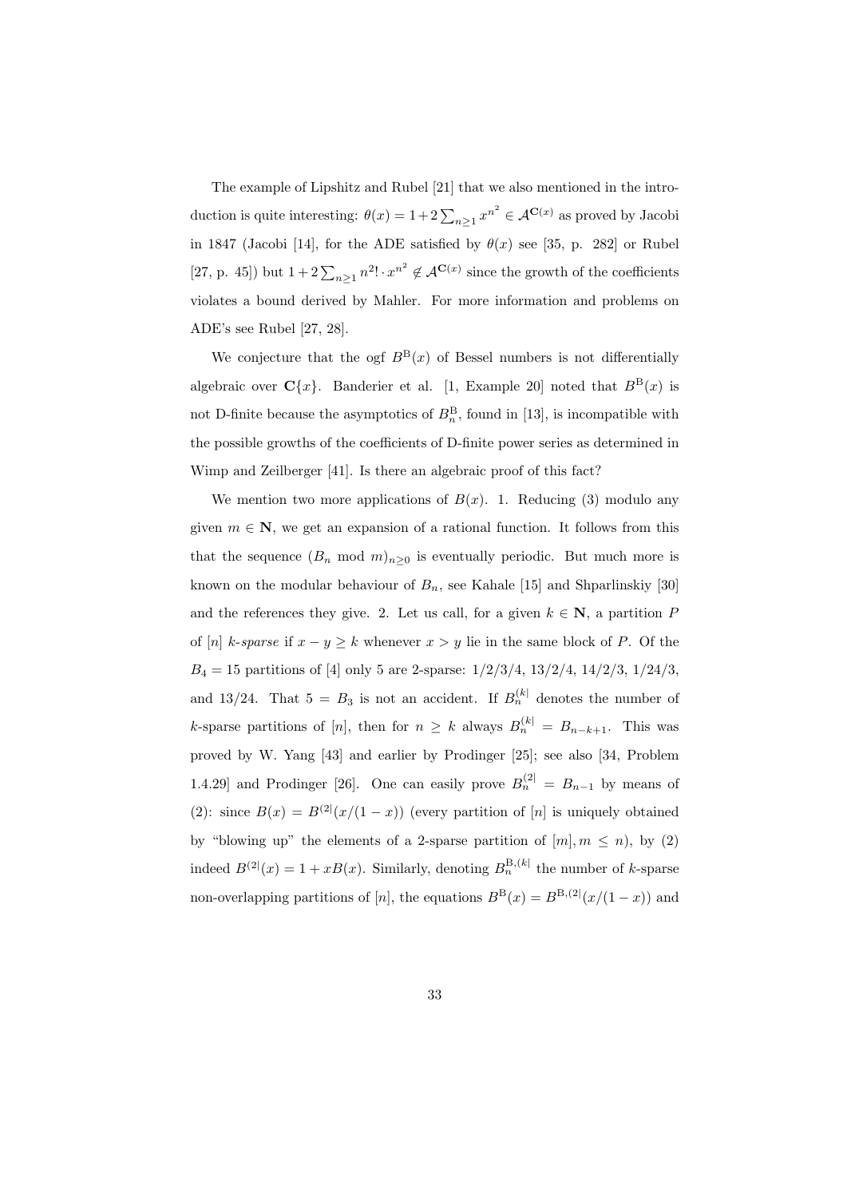The example of Lipshitz and Rubel [21] that we also mentioned in the introduction is quite interesting: $\theta(x) = 1 + 2\sum_{n\geq 1} x^{n^2} \in \mathcal{A}^{\mathbf{C}(x)}$ as proved by Jacobi in 1847 (Jacobi [14], for the ADE satisfied by $\theta(x)$ see [35, p. 282] or Rubel [27, p. 45]) but $1 + 2\sum_{n\geq 1} n^2! \cdot x^{n^2} \notin \mathcal{A}^{\mathbf{C}(x)}$ since the growth of the coefficients violates a bound derived by Mahler. For more information and problems on ADE's see Rubel [27, 28].

We conjecture that the ogf $B^{\mathrm{B}}(x)$ of Bessel numbers is not differentially algebraic over $\mathbf{C}\{x\}$. Banderier et al. [1, Example 20] noted that $B^{\mathrm{B}}(x)$ is not D-finite because the asymptotics of $B_n^{\mathrm{B}}$, found in [13], is incompatible with the possible growths of the coefficients of D-finite power series as determined in Wimp and Zeilberger [41]. Is there an algebraic proof of this fact?

We mention two more applications of $B(x)$. 1. Reducing (3) modulo any given $m \in \mathbf{N}$, we get an expansion of a rational function. It follows from this that the sequence $(B_n \bmod m)_{n\geq 0}$ is eventually periodic. But much more is known on the modular behaviour of $B_n$, see Kahale [15] and Shparlinskiy [30] and the references they give. 2. Let us call, for a given $k \in \mathbf{N}$, a partition $P$ of $[n]$ *k-sparse* if $x - y \geq k$ whenever $x > y$ lie in the same block of $P$. Of the $B_4 = 15$ partitions of $[4]$ only 5 are 2-sparse: $1/2/3/4$, $13/2/4$, $14/2/3$, $1/24/3$, and $13/24$. That $5 = B_3$ is not an accident. If $B_n^{(k|}$ denotes the number of $k$-sparse partitions of $[n]$, then for $n \geq k$ always $B_n^{(k|} = B_{n-k+1}$. This was proved by W. Yang [43] and earlier by Prodinger [25]; see also [34, Problem 1.4.29] and Prodinger [26]. One can easily prove $B_n^{(2|} = B_{n-1}$ by means of (2): since $B(x) = B^{(2|}(x/(1-x))$ (every partition of $[n]$ is uniquely obtained by "blowing up" the elements of a 2-sparse partition of $[m], m \leq n$), by (2) indeed $B^{(2|}(x) = 1 + xB(x)$. Similarly, denoting $B_n^{\mathrm{B},(k|}$ the number of $k$-sparse non-overlapping partitions of $[n]$, the equations $B^{\mathrm{B}}(x) = B^{\mathrm{B},(2|}(x/(1-x))$ and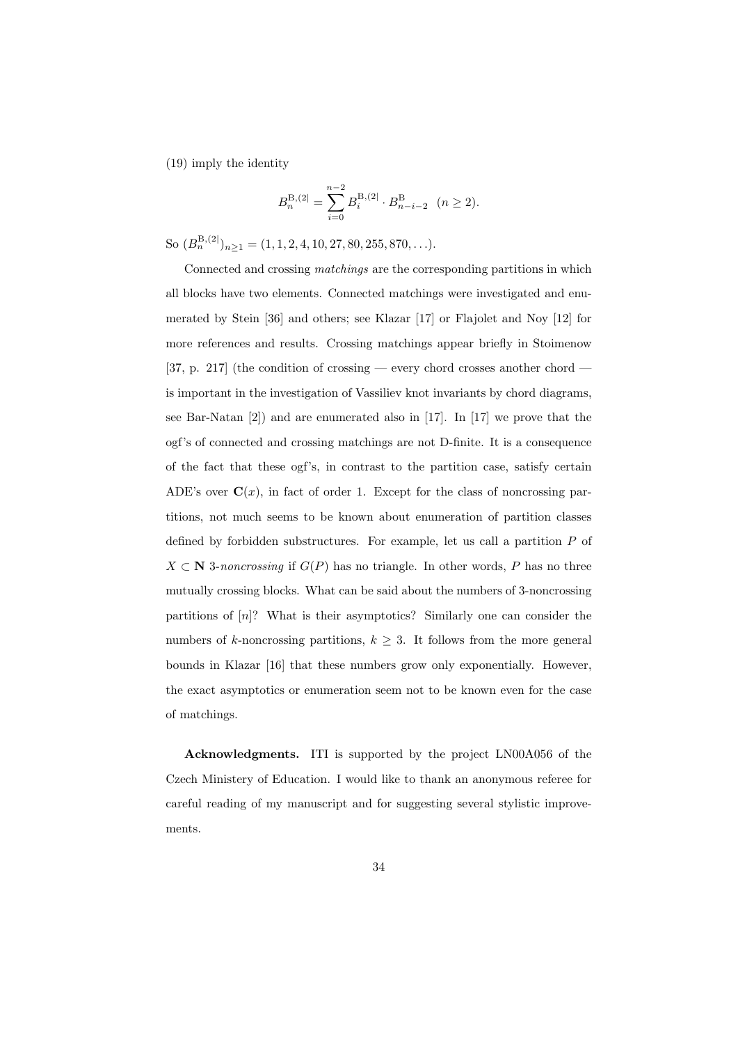(19) imply the identity

$$B_n^{\mathrm{B},(2|} = \sum_{i=0}^{n-2} B_i^{\mathrm{B},(2|} \cdot B_{n-i-2}^{\mathrm{B}} \quad (n \geq 2).$$

So $(B_n^{\mathrm{B},(2|})_{n\geq 1} = (1, 1, 2, 4, 10, 27, 80, 255, 870, \ldots)$.

Connected and crossing *matchings* are the corresponding partitions in which all blocks have two elements. Connected matchings were investigated and enumerated by Stein [36] and others; see Klazar [17] or Flajolet and Noy [12] for more references and results. Crossing matchings appear briefly in Stoimenow [37, p. 217] (the condition of crossing — every chord crosses another chord — is important in the investigation of Vassiliev knot invariants by chord diagrams, see Bar-Natan [2]) and are enumerated also in [17]. In [17] we prove that the ogf's of connected and crossing matchings are not D-finite. It is a consequence of the fact that these ogf's, in contrast to the partition case, satisfy certain ADE's over $\mathbf{C}(x)$, in fact of order 1. Except for the class of noncrossing partitions, not much seems to be known about enumeration of partition classes defined by forbidden substructures. For example, let us call a partition $P$ of $X \subset \mathbf{N}$ 3-*noncrossing* if $G(P)$ has no triangle. In other words, $P$ has no three mutually crossing blocks. What can be said about the numbers of 3-noncrossing partitions of $[n]$? What is their asymptotics? Similarly one can consider the numbers of $k$-noncrossing partitions, $k \geq 3$. It follows from the more general bounds in Klazar [16] that these numbers grow only exponentially. However, the exact asymptotics or enumeration seem not to be known even for the case of matchings.

**Acknowledgments.** ITI is supported by the project LN00A056 of the Czech Ministery of Education. I would like to thank an anonymous referee for careful reading of my manuscript and for suggesting several stylistic improvements.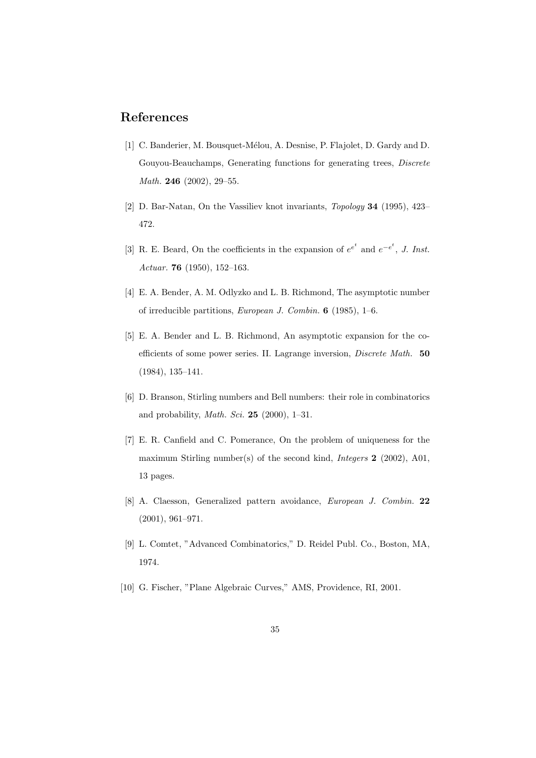## References

[1] C. Banderier, M. Bousquet-Mélou, A. Desnise, P. Flajolet, D. Gardy and D. Gouyou-Beauchamps, Generating functions for generating trees, *Discrete Math.* **246** (2002), 29–55.

[2] D. Bar-Natan, On the Vassiliev knot invariants, *Topology* **34** (1995), 423–472.

[3] R. E. Beard, On the coefficients in the expansion of $e^{e^t}$ and $e^{-e^t}$, *J. Inst. Actuar.* **76** (1950), 152–163.

[4] E. A. Bender, A. M. Odlyzko and L. B. Richmond, The asymptotic number of irreducible partitions, *European J. Combin.* **6** (1985), 1–6.

[5] E. A. Bender and L. B. Richmond, An asymptotic expansion for the coefficients of some power series. II. Lagrange inversion, *Discrete Math.* **50** (1984), 135–141.

[6] D. Branson, Stirling numbers and Bell numbers: their role in combinatorics and probability, *Math. Sci.* **25** (2000), 1–31.

[7] E. R. Canfield and C. Pomerance, On the problem of uniqueness for the maximum Stirling number(s) of the second kind, *Integers* **2** (2002), A01, 13 pages.

[8] A. Claesson, Generalized pattern avoidance, *European J. Combin.* **22** (2001), 961–971.

[9] L. Comtet, "Advanced Combinatorics," D. Reidel Publ. Co., Boston, MA, 1974.

[10] G. Fischer, "Plane Algebraic Curves," AMS, Providence, RI, 2001.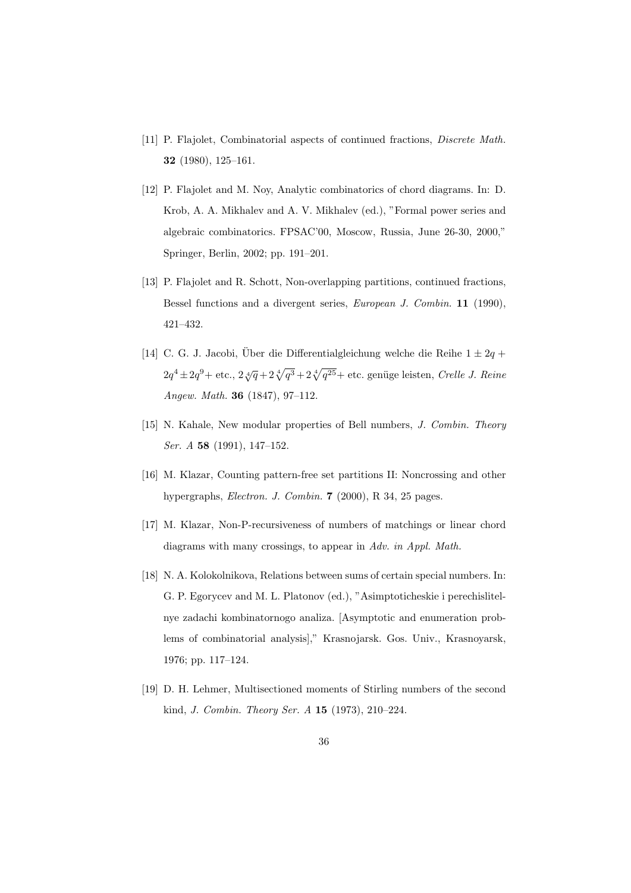[11] P. Flajolet, Combinatorial aspects of continued fractions, *Discrete Math.* **32** (1980), 125–161.

[12] P. Flajolet and M. Noy, Analytic combinatorics of chord diagrams. In: D. Krob, A. A. Mikhalev and A. V. Mikhalev (ed.), "Formal power series and algebraic combinatorics. FPSAC'00, Moscow, Russia, June 26-30, 2000," Springer, Berlin, 2002; pp. 191–201.

[13] P. Flajolet and R. Schott, Non-overlapping partitions, continued fractions, Bessel functions and a divergent series, *European J. Combin.* **11** (1990), 421–432.

[14] C. G. J. Jacobi, Über die Differentialgleichung welche die Reihe $1 \pm 2q + 2q^4 \pm 2q^9 +$ etc., $2\sqrt[4]{q} + 2\sqrt[4]{q^3} + 2\sqrt[4]{q^{25}} +$ etc. genüge leisten, *Crelle J. Reine Angew. Math.* **36** (1847), 97–112.

[15] N. Kahale, New modular properties of Bell numbers, *J. Combin. Theory Ser. A* **58** (1991), 147–152.

[16] M. Klazar, Counting pattern-free set partitions II: Noncrossing and other hypergraphs, *Electron. J. Combin.* **7** (2000), R 34, 25 pages.

[17] M. Klazar, Non-P-recursiveness of numbers of matchings or linear chord diagrams with many crossings, to appear in *Adv. in Appl. Math.*

[18] N. A. Kolokolnikova, Relations between sums of certain special numbers. In: G. P. Egorycev and M. L. Platonov (ed.), "Asimptoticheskie i perechislitelnye zadachi kombinatornogo analiza. [Asymptotic and enumeration problems of combinatorial analysis]," Krasnojarsk. Gos. Univ., Krasnoyarsk, 1976; pp. 117–124.

[19] D. H. Lehmer, Multisectioned moments of Stirling numbers of the second kind, *J. Combin. Theory Ser. A* **15** (1973), 210–224.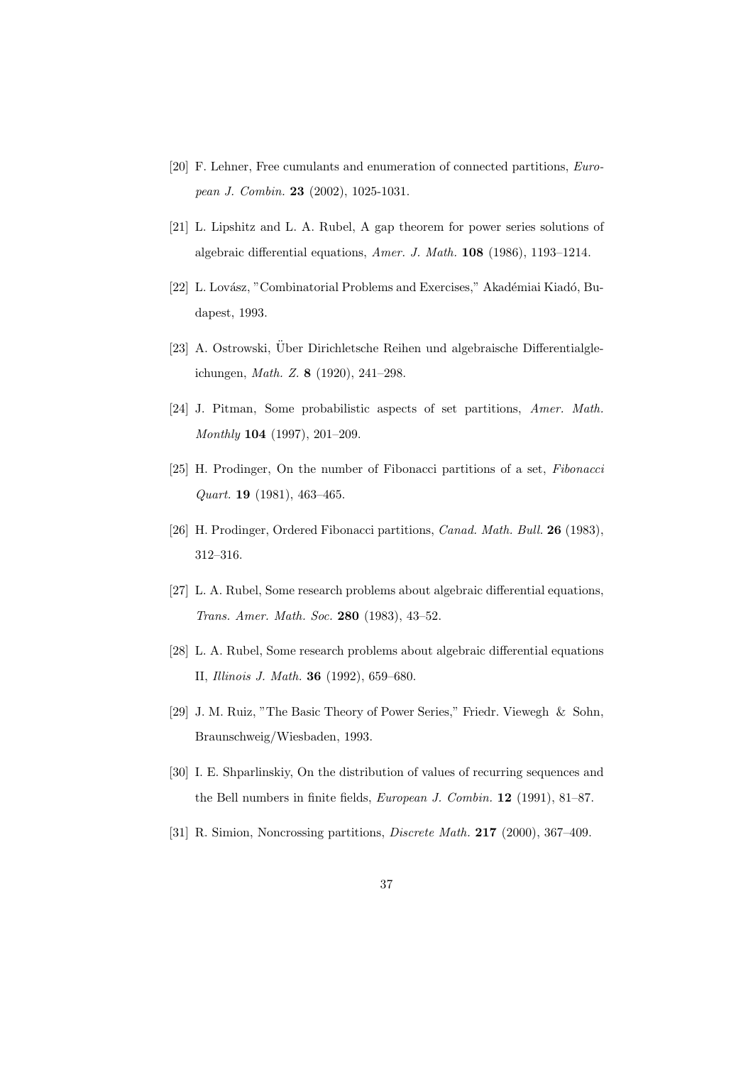[20] F. Lehner, Free cumulants and enumeration of connected partitions, *European J. Combin.* **23** (2002), 1025-1031.

[21] L. Lipshitz and L. A. Rubel, A gap theorem for power series solutions of algebraic differential equations, *Amer. J. Math.* **108** (1986), 1193–1214.

[22] L. Lovász, "Combinatorial Problems and Exercises," Akadémiai Kiadó, Budapest, 1993.

[23] A. Ostrowski, Über Dirichletsche Reihen und algebraische Differentialgleichungen, *Math. Z.* **8** (1920), 241–298.

[24] J. Pitman, Some probabilistic aspects of set partitions, *Amer. Math. Monthly* **104** (1997), 201–209.

[25] H. Prodinger, On the number of Fibonacci partitions of a set, *Fibonacci Quart.* **19** (1981), 463–465.

[26] H. Prodinger, Ordered Fibonacci partitions, *Canad. Math. Bull.* **26** (1983), 312–316.

[27] L. A. Rubel, Some research problems about algebraic differential equations, *Trans. Amer. Math. Soc.* **280** (1983), 43–52.

[28] L. A. Rubel, Some research problems about algebraic differential equations II, *Illinois J. Math.* **36** (1992), 659–680.

[29] J. M. Ruiz, "The Basic Theory of Power Series," Friedr. Viewegh & Sohn, Braunschweig/Wiesbaden, 1993.

[30] I. E. Shparlinskiy, On the distribution of values of recurring sequences and the Bell numbers in finite fields, *European J. Combin.* **12** (1991), 81–87.

[31] R. Simion, Noncrossing partitions, *Discrete Math.* **217** (2000), 367–409.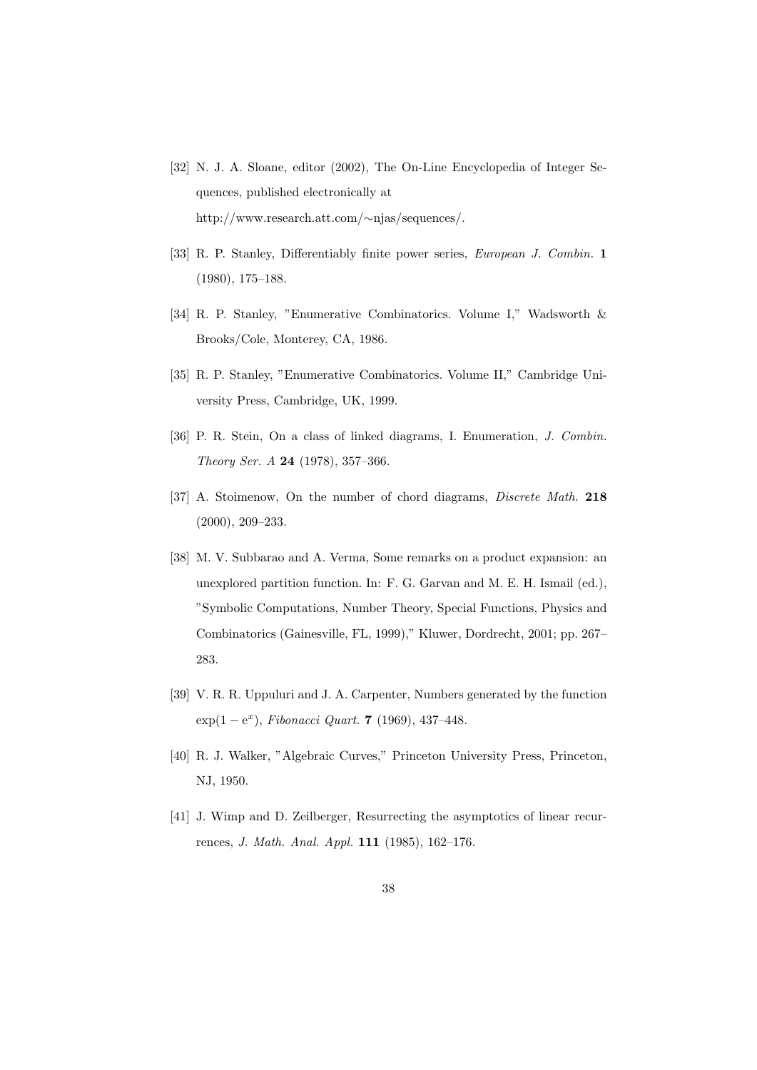[32] N. J. A. Sloane, editor (2002), The On-Line Encyclopedia of Integer Sequences, published electronically at http://www.research.att.com/∼njas/sequences/.

[33] R. P. Stanley, Differentiably finite power series, *European J. Combin.* **1** (1980), 175–188.

[34] R. P. Stanley, "Enumerative Combinatorics. Volume I," Wadsworth & Brooks/Cole, Monterey, CA, 1986.

[35] R. P. Stanley, "Enumerative Combinatorics. Volume II," Cambridge University Press, Cambridge, UK, 1999.

[36] P. R. Stein, On a class of linked diagrams, I. Enumeration, *J. Combin. Theory Ser. A* **24** (1978), 357–366.

[37] A. Stoimenow, On the number of chord diagrams, *Discrete Math.* **218** (2000), 209–233.

[38] M. V. Subbarao and A. Verma, Some remarks on a product expansion: an unexplored partition function. In: F. G. Garvan and M. E. H. Ismail (ed.), "Symbolic Computations, Number Theory, Special Functions, Physics and Combinatorics (Gainesville, FL, 1999)," Kluwer, Dordrecht, 2001; pp. 267–283.

[39] V. R. R. Uppuluri and J. A. Carpenter, Numbers generated by the function $\exp(1 - e^x)$, *Fibonacci Quart.* **7** (1969), 437–448.

[40] R. J. Walker, "Algebraic Curves," Princeton University Press, Princeton, NJ, 1950.

[41] J. Wimp and D. Zeilberger, Resurrecting the asymptotics of linear recurrences, *J. Math. Anal. Appl.* **111** (1985), 162–176.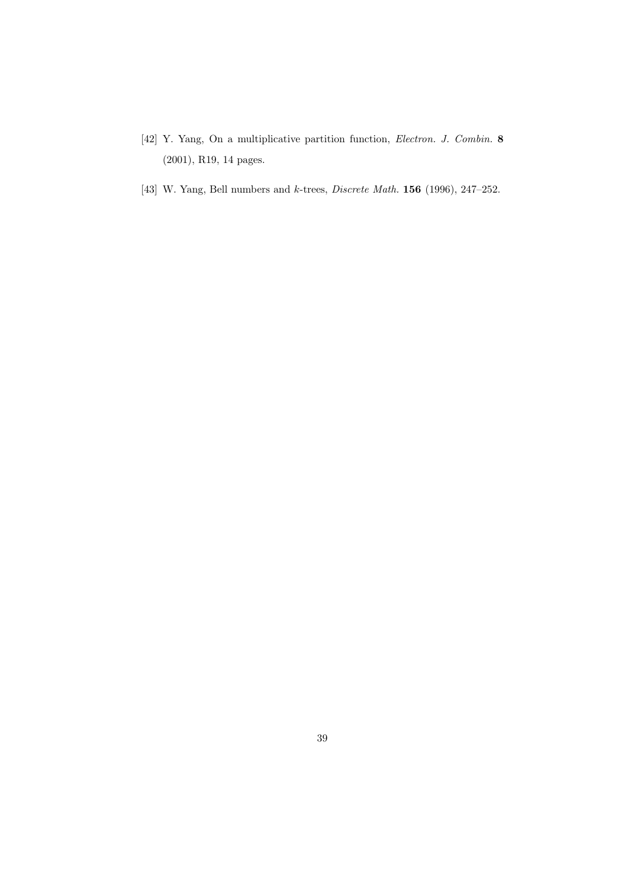[42] Y. Yang, On a multiplicative partition function, *Electron. J. Combin.* **8** (2001), R19, 14 pages.

[43] W. Yang, Bell numbers and $k$-trees, *Discrete Math.* **156** (1996), 247–252.